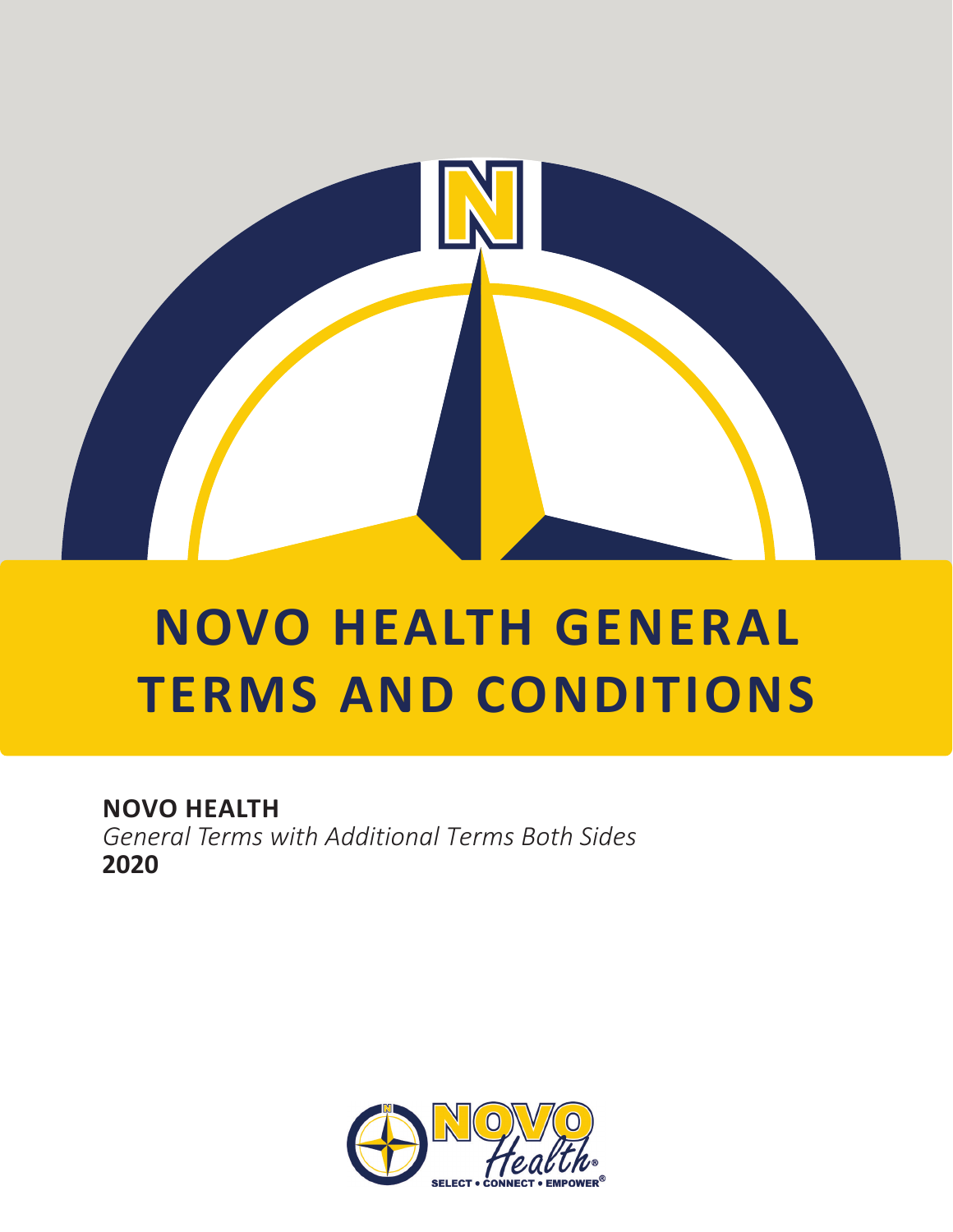# NOVO HEALTH GENERAL TERMS AND CONDITIONS

**NOVO HEALTH**
*General Terms with Additional Terms Both Sides*
**2020**

NOVO Health®
SELECT • CONNECT • EMPOWER®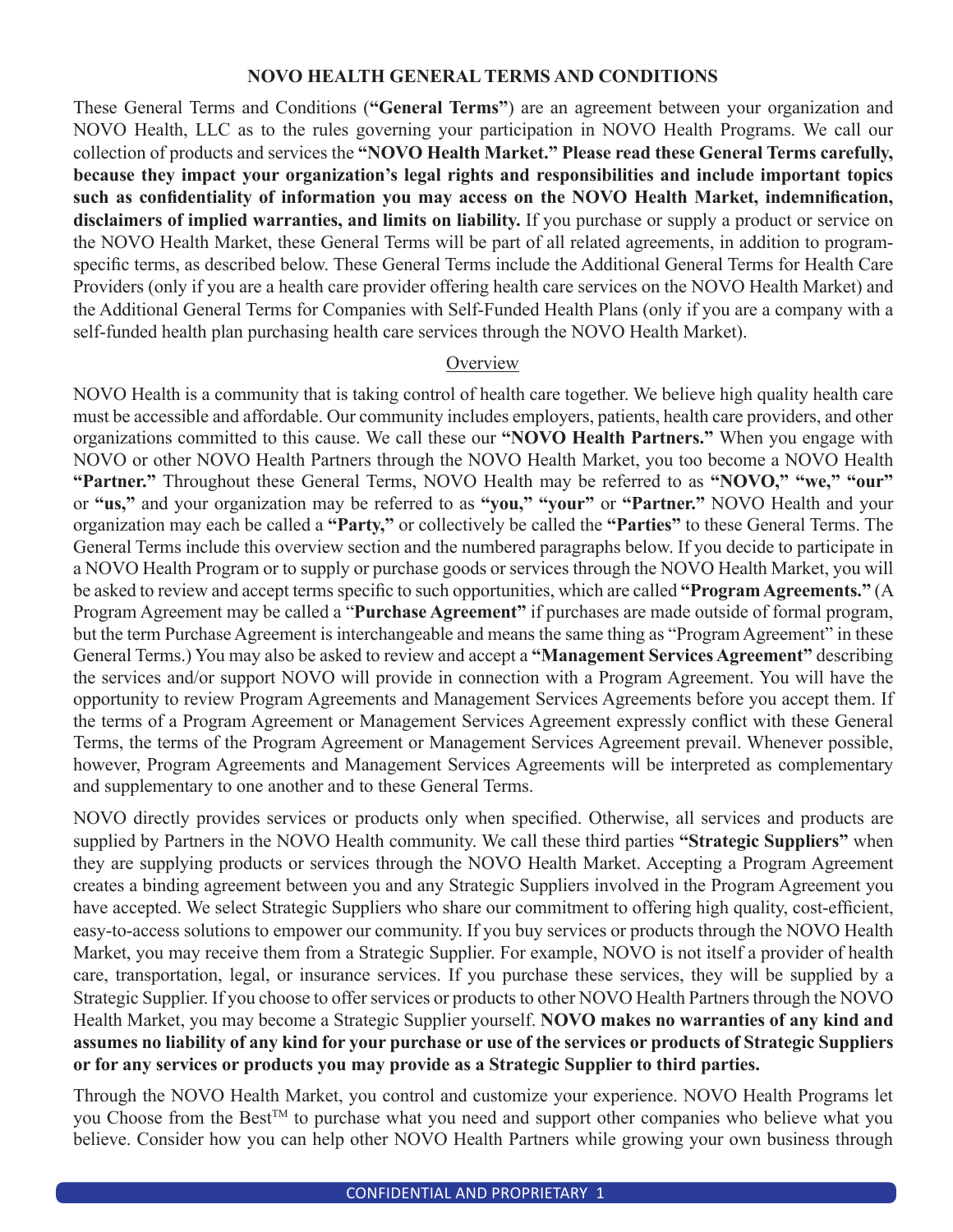**NOVO HEALTH GENERAL TERMS AND CONDITIONS**

These General Terms and Conditions (**"General Terms"**) are an agreement between your organization and NOVO Health, LLC as to the rules governing your participation in NOVO Health Programs. We call our collection of products and services the **"NOVO Health Market." Please read these General Terms carefully, because they impact your organization's legal rights and responsibilities and include important topics such as confidentiality of information you may access on the NOVO Health Market, indemnification, disclaimers of implied warranties, and limits on liability.** If you purchase or supply a product or service on the NOVO Health Market, these General Terms will be part of all related agreements, in addition to program-specific terms, as described below. These General Terms include the Additional General Terms for Health Care Providers (only if you are a health care provider offering health care services on the NOVO Health Market) and the Additional General Terms for Companies with Self-Funded Health Plans (only if you are a company with a self-funded health plan purchasing health care services through the NOVO Health Market).

Overview

NOVO Health is a community that is taking control of health care together. We believe high quality health care must be accessible and affordable. Our community includes employers, patients, health care providers, and other organizations committed to this cause. We call these our **"NOVO Health Partners."** When you engage with NOVO or other NOVO Health Partners through the NOVO Health Market, you too become a NOVO Health **"Partner."** Throughout these General Terms, NOVO Health may be referred to as **"NOVO," "we," "our"** or **"us,"** and your organization may be referred to as **"you," "your"** or **"Partner."** NOVO Health and your organization may each be called a **"Party,"** or collectively be called the **"Parties"** to these General Terms. The General Terms include this overview section and the numbered paragraphs below. If you decide to participate in a NOVO Health Program or to supply or purchase goods or services through the NOVO Health Market, you will be asked to review and accept terms specific to such opportunities, which are called **"Program Agreements."** (A Program Agreement may be called a "**Purchase Agreement"** if purchases are made outside of formal program, but the term Purchase Agreement is interchangeable and means the same thing as "Program Agreement" in these General Terms.) You may also be asked to review and accept a **"Management Services Agreement"** describing the services and/or support NOVO will provide in connection with a Program Agreement. You will have the opportunity to review Program Agreements and Management Services Agreements before you accept them. If the terms of a Program Agreement or Management Services Agreement expressly conflict with these General Terms, the terms of the Program Agreement or Management Services Agreement prevail. Whenever possible, however, Program Agreements and Management Services Agreements will be interpreted as complementary and supplementary to one another and to these General Terms.

NOVO directly provides services or products only when specified. Otherwise, all services and products are supplied by Partners in the NOVO Health community. We call these third parties **"Strategic Suppliers"** when they are supplying products or services through the NOVO Health Market. Accepting a Program Agreement creates a binding agreement between you and any Strategic Suppliers involved in the Program Agreement you have accepted. We select Strategic Suppliers who share our commitment to offering high quality, cost-efficient, easy-to-access solutions to empower our community. If you buy services or products through the NOVO Health Market, you may receive them from a Strategic Supplier. For example, NOVO is not itself a provider of health care, transportation, legal, or insurance services. If you purchase these services, they will be supplied by a Strategic Supplier. If you choose to offer services or products to other NOVO Health Partners through the NOVO Health Market, you may become a Strategic Supplier yourself. **NOVO makes no warranties of any kind and assumes no liability of any kind for your purchase or use of the services or products of Strategic Suppliers or for any services or products you may provide as a Strategic Supplier to third parties.**

Through the NOVO Health Market, you control and customize your experience. NOVO Health Programs let you Choose from the Best™ to purchase what you need and support other companies who believe what you believe. Consider how you can help other NOVO Health Partners while growing your own business through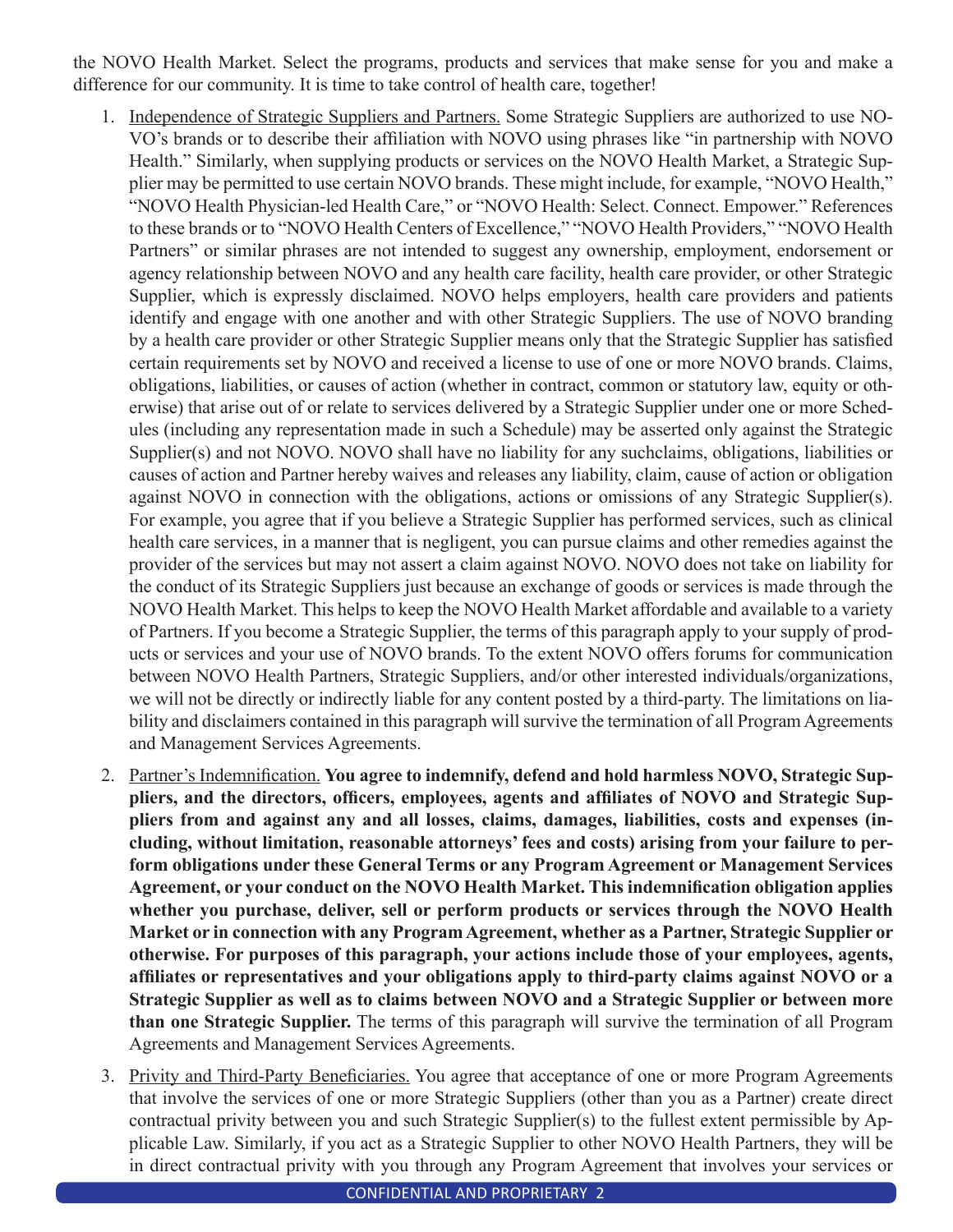the NOVO Health Market. Select the programs, products and services that make sense for you and make a difference for our community. It is time to take control of health care, together!

1. Independence of Strategic Suppliers and Partners. Some Strategic Suppliers are authorized to use NOVO's brands or to describe their affiliation with NOVO using phrases like "in partnership with NOVO Health." Similarly, when supplying products or services on the NOVO Health Market, a Strategic Supplier may be permitted to use certain NOVO brands. These might include, for example, "NOVO Health," "NOVO Health Physician-led Health Care," or "NOVO Health: Select. Connect. Empower." References to these brands or to "NOVO Health Centers of Excellence," "NOVO Health Providers," "NOVO Health Partners" or similar phrases are not intended to suggest any ownership, employment, endorsement or agency relationship between NOVO and any health care facility, health care provider, or other Strategic Supplier, which is expressly disclaimed. NOVO helps employers, health care providers and patients identify and engage with one another and with other Strategic Suppliers. The use of NOVO branding by a health care provider or other Strategic Supplier means only that the Strategic Supplier has satisfied certain requirements set by NOVO and received a license to use of one or more NOVO brands. Claims, obligations, liabilities, or causes of action (whether in contract, common or statutory law, equity or otherwise) that arise out of or relate to services delivered by a Strategic Supplier under one or more Schedules (including any representation made in such a Schedule) may be asserted only against the Strategic Supplier(s) and not NOVO. NOVO shall have no liability for any suchclaims, obligations, liabilities or causes of action and Partner hereby waives and releases any liability, claim, cause of action or obligation against NOVO in connection with the obligations, actions or omissions of any Strategic Supplier(s). For example, you agree that if you believe a Strategic Supplier has performed services, such as clinical health care services, in a manner that is negligent, you can pursue claims and other remedies against the provider of the services but may not assert a claim against NOVO. NOVO does not take on liability for the conduct of its Strategic Suppliers just because an exchange of goods or services is made through the NOVO Health Market. This helps to keep the NOVO Health Market affordable and available to a variety of Partners. If you become a Strategic Supplier, the terms of this paragraph apply to your supply of products or services and your use of NOVO brands. To the extent NOVO offers forums for communication between NOVO Health Partners, Strategic Suppliers, and/or other interested individuals/organizations, we will not be directly or indirectly liable for any content posted by a third-party. The limitations on liability and disclaimers contained in this paragraph will survive the termination of all Program Agreements and Management Services Agreements.

2. Partner's Indemnification. **You agree to indemnify, defend and hold harmless NOVO, Strategic Suppliers, and the directors, officers, employees, agents and affiliates of NOVO and Strategic Suppliers from and against any and all losses, claims, damages, liabilities, costs and expenses (including, without limitation, reasonable attorneys' fees and costs) arising from your failure to perform obligations under these General Terms or any Program Agreement or Management Services Agreement, or your conduct on the NOVO Health Market. This indemnification obligation applies whether you purchase, deliver, sell or perform products or services through the NOVO Health Market or in connection with any Program Agreement, whether as a Partner, Strategic Supplier or otherwise. For purposes of this paragraph, your actions include those of your employees, agents, affiliates or representatives and your obligations apply to third-party claims against NOVO or a Strategic Supplier as well as to claims between NOVO and a Strategic Supplier or between more than one Strategic Supplier.** The terms of this paragraph will survive the termination of all Program Agreements and Management Services Agreements.

3. Privity and Third-Party Beneficiaries. You agree that acceptance of one or more Program Agreements that involve the services of one or more Strategic Suppliers (other than you as a Partner) create direct contractual privity between you and such Strategic Supplier(s) to the fullest extent permissible by Applicable Law. Similarly, if you act as a Strategic Supplier to other NOVO Health Partners, they will be in direct contractual privity with you through any Program Agreement that involves your services or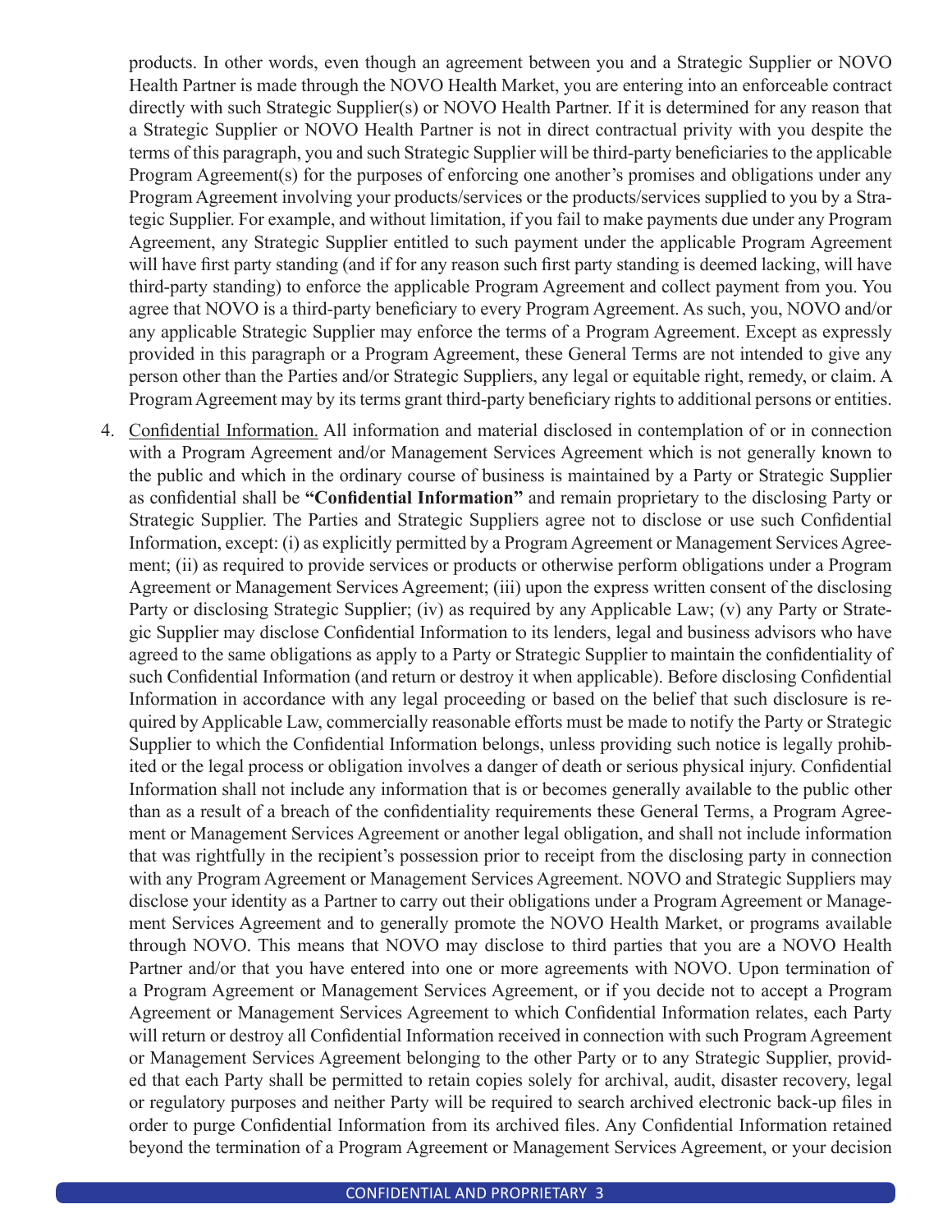products. In other words, even though an agreement between you and a Strategic Supplier or NOVO Health Partner is made through the NOVO Health Market, you are entering into an enforceable contract directly with such Strategic Supplier(s) or NOVO Health Partner. If it is determined for any reason that a Strategic Supplier or NOVO Health Partner is not in direct contractual privity with you despite the terms of this paragraph, you and such Strategic Supplier will be third-party beneficiaries to the applicable Program Agreement(s) for the purposes of enforcing one another's promises and obligations under any Program Agreement involving your products/services or the products/services supplied to you by a Strategic Supplier. For example, and without limitation, if you fail to make payments due under any Program Agreement, any Strategic Supplier entitled to such payment under the applicable Program Agreement will have first party standing (and if for any reason such first party standing is deemed lacking, will have third-party standing) to enforce the applicable Program Agreement and collect payment from you. You agree that NOVO is a third-party beneficiary to every Program Agreement. As such, you, NOVO and/or any applicable Strategic Supplier may enforce the terms of a Program Agreement. Except as expressly provided in this paragraph or a Program Agreement, these General Terms are not intended to give any person other than the Parties and/or Strategic Suppliers, any legal or equitable right, remedy, or claim. A Program Agreement may by its terms grant third-party beneficiary rights to additional persons or entities.

4. Confidential Information. All information and material disclosed in contemplation of or in connection with a Program Agreement and/or Management Services Agreement which is not generally known to the public and which in the ordinary course of business is maintained by a Party or Strategic Supplier as confidential shall be **"Confidential Information"** and remain proprietary to the disclosing Party or Strategic Supplier. The Parties and Strategic Suppliers agree not to disclose or use such Confidential Information, except: (i) as explicitly permitted by a Program Agreement or Management Services Agreement; (ii) as required to provide services or products or otherwise perform obligations under a Program Agreement or Management Services Agreement; (iii) upon the express written consent of the disclosing Party or disclosing Strategic Supplier; (iv) as required by any Applicable Law; (v) any Party or Strategic Supplier may disclose Confidential Information to its lenders, legal and business advisors who have agreed to the same obligations as apply to a Party or Strategic Supplier to maintain the confidentiality of such Confidential Information (and return or destroy it when applicable). Before disclosing Confidential Information in accordance with any legal proceeding or based on the belief that such disclosure is required by Applicable Law, commercially reasonable efforts must be made to notify the Party or Strategic Supplier to which the Confidential Information belongs, unless providing such notice is legally prohibited or the legal process or obligation involves a danger of death or serious physical injury. Confidential Information shall not include any information that is or becomes generally available to the public other than as a result of a breach of the confidentiality requirements these General Terms, a Program Agreement or Management Services Agreement or another legal obligation, and shall not include information that was rightfully in the recipient's possession prior to receipt from the disclosing party in connection with any Program Agreement or Management Services Agreement. NOVO and Strategic Suppliers may disclose your identity as a Partner to carry out their obligations under a Program Agreement or Management Services Agreement and to generally promote the NOVO Health Market, or programs available through NOVO. This means that NOVO may disclose to third parties that you are a NOVO Health Partner and/or that you have entered into one or more agreements with NOVO. Upon termination of a Program Agreement or Management Services Agreement, or if you decide not to accept a Program Agreement or Management Services Agreement to which Confidential Information relates, each Party will return or destroy all Confidential Information received in connection with such Program Agreement or Management Services Agreement belonging to the other Party or to any Strategic Supplier, provided that each Party shall be permitted to retain copies solely for archival, audit, disaster recovery, legal or regulatory purposes and neither Party will be required to search archived electronic back-up files in order to purge Confidential Information from its archived files. Any Confidential Information retained beyond the termination of a Program Agreement or Management Services Agreement, or your decision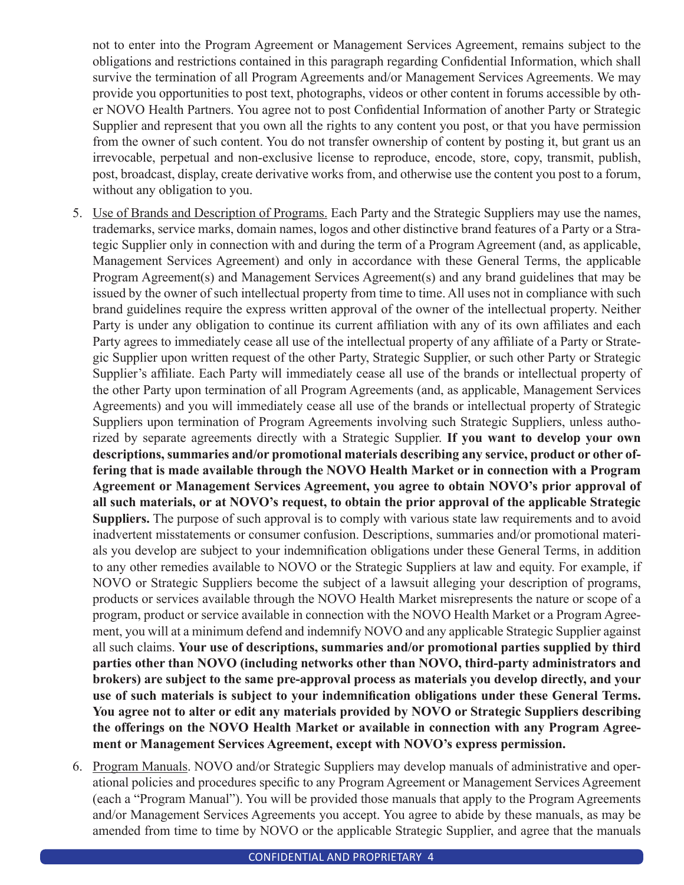not to enter into the Program Agreement or Management Services Agreement, remains subject to the obligations and restrictions contained in this paragraph regarding Confidential Information, which shall survive the termination of all Program Agreements and/or Management Services Agreements. We may provide you opportunities to post text, photographs, videos or other content in forums accessible by other NOVO Health Partners. You agree not to post Confidential Information of another Party or Strategic Supplier and represent that you own all the rights to any content you post, or that you have permission from the owner of such content. You do not transfer ownership of content by posting it, but grant us an irrevocable, perpetual and non-exclusive license to reproduce, encode, store, copy, transmit, publish, post, broadcast, display, create derivative works from, and otherwise use the content you post to a forum, without any obligation to you.

5. Use of Brands and Description of Programs. Each Party and the Strategic Suppliers may use the names, trademarks, service marks, domain names, logos and other distinctive brand features of a Party or a Strategic Supplier only in connection with and during the term of a Program Agreement (and, as applicable, Management Services Agreement) and only in accordance with these General Terms, the applicable Program Agreement(s) and Management Services Agreement(s) and any brand guidelines that may be issued by the owner of such intellectual property from time to time. All uses not in compliance with such brand guidelines require the express written approval of the owner of the intellectual property. Neither Party is under any obligation to continue its current affiliation with any of its own affiliates and each Party agrees to immediately cease all use of the intellectual property of any affiliate of a Party or Strategic Supplier upon written request of the other Party, Strategic Supplier, or such other Party or Strategic Supplier's affiliate. Each Party will immediately cease all use of the brands or intellectual property of the other Party upon termination of all Program Agreements (and, as applicable, Management Services Agreements) and you will immediately cease all use of the brands or intellectual property of Strategic Suppliers upon termination of Program Agreements involving such Strategic Suppliers, unless authorized by separate agreements directly with a Strategic Supplier. **If you want to develop your own descriptions, summaries and/or promotional materials describing any service, product or other offering that is made available through the NOVO Health Market or in connection with a Program Agreement or Management Services Agreement, you agree to obtain NOVO's prior approval of all such materials, or at NOVO's request, to obtain the prior approval of the applicable Strategic Suppliers.** The purpose of such approval is to comply with various state law requirements and to avoid inadvertent misstatements or consumer confusion. Descriptions, summaries and/or promotional materials you develop are subject to your indemnification obligations under these General Terms, in addition to any other remedies available to NOVO or the Strategic Suppliers at law and equity. For example, if NOVO or Strategic Suppliers become the subject of a lawsuit alleging your description of programs, products or services available through the NOVO Health Market misrepresents the nature or scope of a program, product or service available in connection with the NOVO Health Market or a Program Agreement, you will at a minimum defend and indemnify NOVO and any applicable Strategic Supplier against all such claims. **Your use of descriptions, summaries and/or promotional parties supplied by third parties other than NOVO (including networks other than NOVO, third-party administrators and brokers) are subject to the same pre-approval process as materials you develop directly, and your use of such materials is subject to your indemnification obligations under these General Terms. You agree not to alter or edit any materials provided by NOVO or Strategic Suppliers describing the offerings on the NOVO Health Market or available in connection with any Program Agreement or Management Services Agreement, except with NOVO's express permission.**

6. Program Manuals. NOVO and/or Strategic Suppliers may develop manuals of administrative and operational policies and procedures specific to any Program Agreement or Management Services Agreement (each a "Program Manual"). You will be provided those manuals that apply to the Program Agreements and/or Management Services Agreements you accept. You agree to abide by these manuals, as may be amended from time to time by NOVO or the applicable Strategic Supplier, and agree that the manuals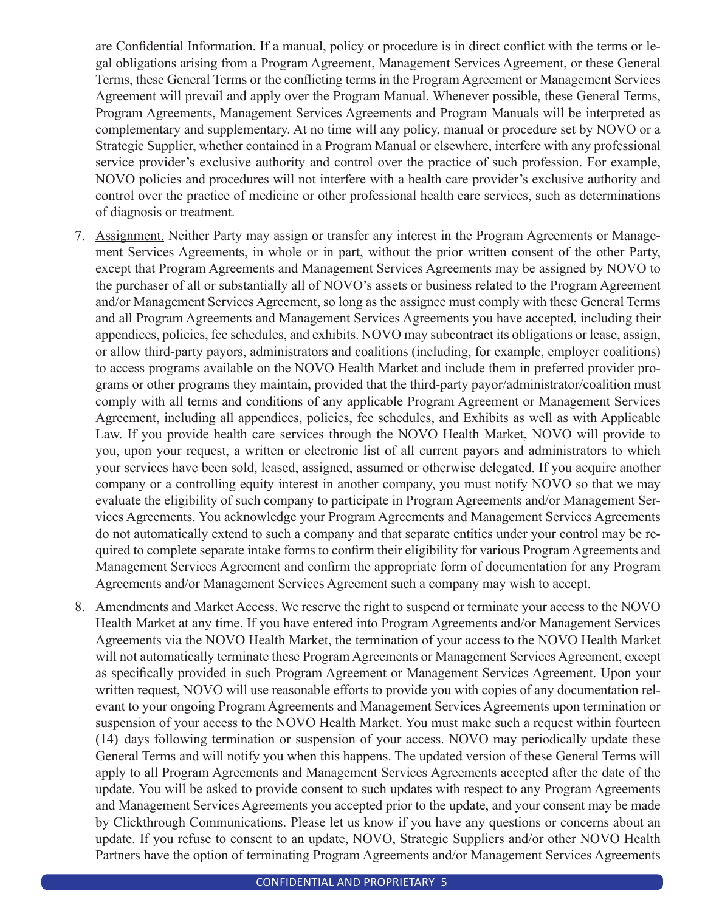are Confidential Information. If a manual, policy or procedure is in direct conflict with the terms or legal obligations arising from a Program Agreement, Management Services Agreement, or these General Terms, these General Terms or the conflicting terms in the Program Agreement or Management Services Agreement will prevail and apply over the Program Manual. Whenever possible, these General Terms, Program Agreements, Management Services Agreements and Program Manuals will be interpreted as complementary and supplementary. At no time will any policy, manual or procedure set by NOVO or a Strategic Supplier, whether contained in a Program Manual or elsewhere, interfere with any professional service provider's exclusive authority and control over the practice of such profession. For example, NOVO policies and procedures will not interfere with a health care provider's exclusive authority and control over the practice of medicine or other professional health care services, such as determinations of diagnosis or treatment.

7. <u>Assignment.</u> Neither Party may assign or transfer any interest in the Program Agreements or Management Services Agreements, in whole or in part, without the prior written consent of the other Party, except that Program Agreements and Management Services Agreements may be assigned by NOVO to the purchaser of all or substantially all of NOVO's assets or business related to the Program Agreement and/or Management Services Agreement, so long as the assignee must comply with these General Terms and all Program Agreements and Management Services Agreements you have accepted, including their appendices, policies, fee schedules, and exhibits. NOVO may subcontract its obligations or lease, assign, or allow third-party payors, administrators and coalitions (including, for example, employer coalitions) to access programs available on the NOVO Health Market and include them in preferred provider programs or other programs they maintain, provided that the third-party payor/administrator/coalition must comply with all terms and conditions of any applicable Program Agreement or Management Services Agreement, including all appendices, policies, fee schedules, and Exhibits as well as with Applicable Law. If you provide health care services through the NOVO Health Market, NOVO will provide to you, upon your request, a written or electronic list of all current payors and administrators to which your services have been sold, leased, assigned, assumed or otherwise delegated. If you acquire another company or a controlling equity interest in another company, you must notify NOVO so that we may evaluate the eligibility of such company to participate in Program Agreements and/or Management Services Agreements. You acknowledge your Program Agreements and Management Services Agreements do not automatically extend to such a company and that separate entities under your control may be required to complete separate intake forms to confirm their eligibility for various Program Agreements and Management Services Agreement and confirm the appropriate form of documentation for any Program Agreements and/or Management Services Agreement such a company may wish to accept.

8. <u>Amendments and Market Access</u>. We reserve the right to suspend or terminate your access to the NOVO Health Market at any time. If you have entered into Program Agreements and/or Management Services Agreements via the NOVO Health Market, the termination of your access to the NOVO Health Market will not automatically terminate these Program Agreements or Management Services Agreement, except as specifically provided in such Program Agreement or Management Services Agreement. Upon your written request, NOVO will use reasonable efforts to provide you with copies of any documentation relevant to your ongoing Program Agreements and Management Services Agreements upon termination or suspension of your access to the NOVO Health Market. You must make such a request within fourteen (14) days following termination or suspension of your access. NOVO may periodically update these General Terms and will notify you when this happens. The updated version of these General Terms will apply to all Program Agreements and Management Services Agreements accepted after the date of the update. You will be asked to provide consent to such updates with respect to any Program Agreements and Management Services Agreements you accepted prior to the update, and your consent may be made by Clickthrough Communications. Please let us know if you have any questions or concerns about an update. If you refuse to consent to an update, NOVO, Strategic Suppliers and/or other NOVO Health Partners have the option of terminating Program Agreements and/or Management Services Agreements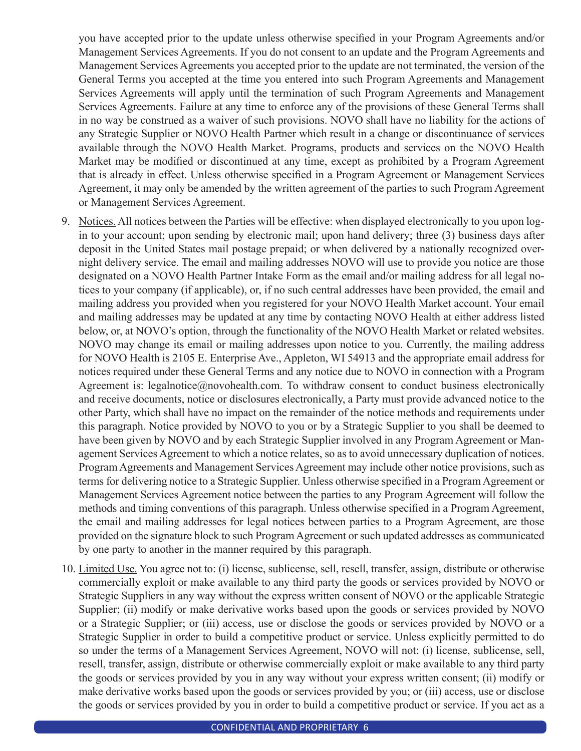you have accepted prior to the update unless otherwise specified in your Program Agreements and/or Management Services Agreements. If you do not consent to an update and the Program Agreements and Management Services Agreements you accepted prior to the update are not terminated, the version of the General Terms you accepted at the time you entered into such Program Agreements and Management Services Agreements will apply until the termination of such Program Agreements and Management Services Agreements. Failure at any time to enforce any of the provisions of these General Terms shall in no way be construed as a waiver of such provisions. NOVO shall have no liability for the actions of any Strategic Supplier or NOVO Health Partner which result in a change or discontinuance of services available through the NOVO Health Market. Programs, products and services on the NOVO Health Market may be modified or discontinued at any time, except as prohibited by a Program Agreement that is already in effect. Unless otherwise specified in a Program Agreement or Management Services Agreement, it may only be amended by the written agreement of the parties to such Program Agreement or Management Services Agreement.

9. Notices. All notices between the Parties will be effective: when displayed electronically to you upon log-in to your account; upon sending by electronic mail; upon hand delivery; three (3) business days after deposit in the United States mail postage prepaid; or when delivered by a nationally recognized overnight delivery service. The email and mailing addresses NOVO will use to provide you notice are those designated on a NOVO Health Partner Intake Form as the email and/or mailing address for all legal notices to your company (if applicable), or, if no such central addresses have been provided, the email and mailing address you provided when you registered for your NOVO Health Market account. Your email and mailing addresses may be updated at any time by contacting NOVO Health at either address listed below, or, at NOVO's option, through the functionality of the NOVO Health Market or related websites. NOVO may change its email or mailing addresses upon notice to you. Currently, the mailing address for NOVO Health is 2105 E. Enterprise Ave., Appleton, WI 54913 and the appropriate email address for notices required under these General Terms and any notice due to NOVO in connection with a Program Agreement is: legalnotice@novohealth.com. To withdraw consent to conduct business electronically and receive documents, notice or disclosures electronically, a Party must provide advanced notice to the other Party, which shall have no impact on the remainder of the notice methods and requirements under this paragraph. Notice provided by NOVO to you or by a Strategic Supplier to you shall be deemed to have been given by NOVO and by each Strategic Supplier involved in any Program Agreement or Management Services Agreement to which a notice relates, so as to avoid unnecessary duplication of notices. Program Agreements and Management Services Agreement may include other notice provisions, such as terms for delivering notice to a Strategic Supplier. Unless otherwise specified in a Program Agreement or Management Services Agreement notice between the parties to any Program Agreement will follow the methods and timing conventions of this paragraph. Unless otherwise specified in a Program Agreement, the email and mailing addresses for legal notices between parties to a Program Agreement, are those provided on the signature block to such Program Agreement or such updated addresses as communicated by one party to another in the manner required by this paragraph.

10. Limited Use. You agree not to: (i) license, sublicense, sell, resell, transfer, assign, distribute or otherwise commercially exploit or make available to any third party the goods or services provided by NOVO or Strategic Suppliers in any way without the express written consent of NOVO or the applicable Strategic Supplier; (ii) modify or make derivative works based upon the goods or services provided by NOVO or a Strategic Supplier; or (iii) access, use or disclose the goods or services provided by NOVO or a Strategic Supplier in order to build a competitive product or service. Unless explicitly permitted to do so under the terms of a Management Services Agreement, NOVO will not: (i) license, sublicense, sell, resell, transfer, assign, distribute or otherwise commercially exploit or make available to any third party the goods or services provided by you in any way without your express written consent; (ii) modify or make derivative works based upon the goods or services provided by you; or (iii) access, use or disclose the goods or services provided by you in order to build a competitive product or service. If you act as a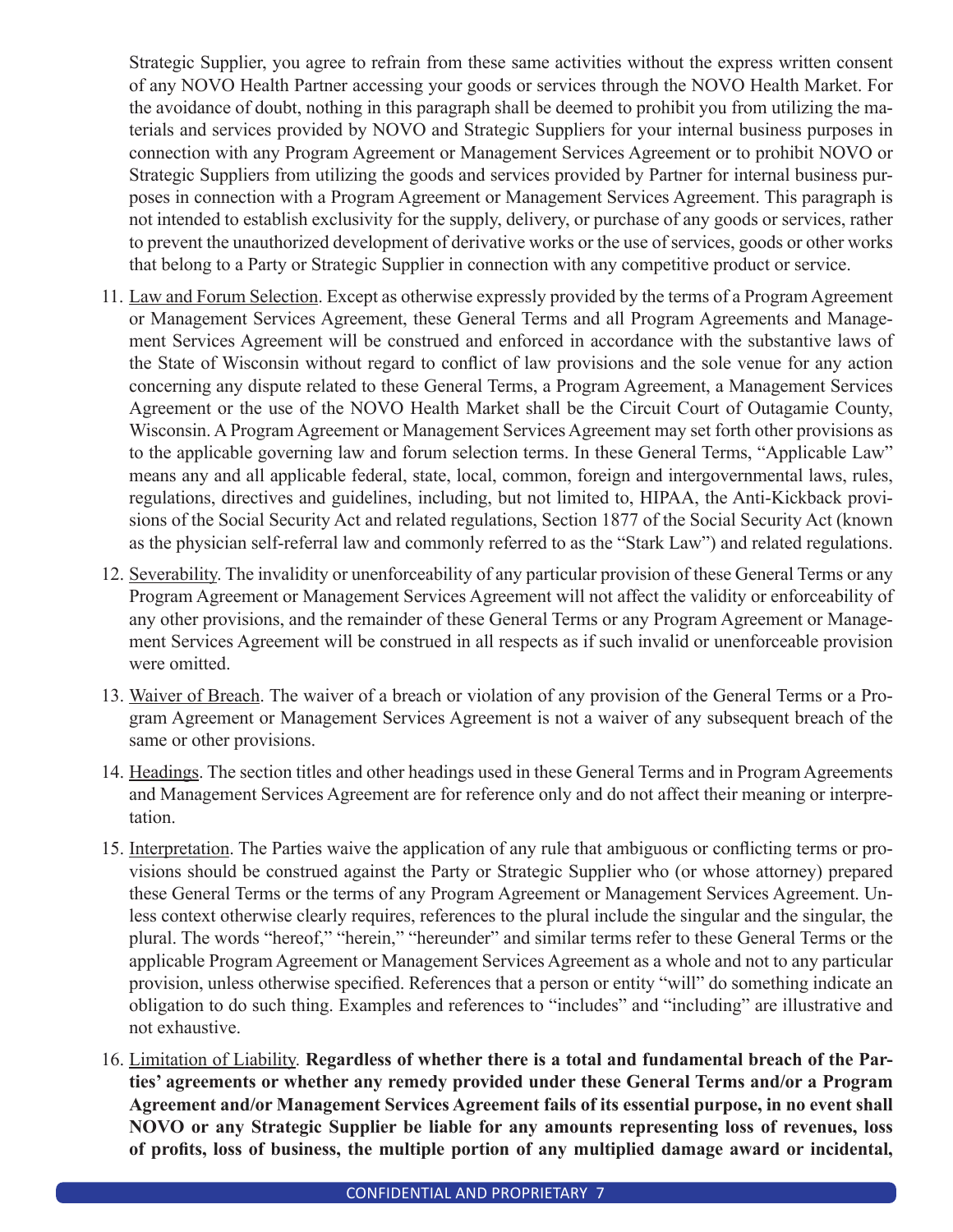Strategic Supplier, you agree to refrain from these same activities without the express written consent of any NOVO Health Partner accessing your goods or services through the NOVO Health Market. For the avoidance of doubt, nothing in this paragraph shall be deemed to prohibit you from utilizing the materials and services provided by NOVO and Strategic Suppliers for your internal business purposes in connection with any Program Agreement or Management Services Agreement or to prohibit NOVO or Strategic Suppliers from utilizing the goods and services provided by Partner for internal business purposes in connection with a Program Agreement or Management Services Agreement. This paragraph is not intended to establish exclusivity for the supply, delivery, or purchase of any goods or services, rather to prevent the unauthorized development of derivative works or the use of services, goods or other works that belong to a Party or Strategic Supplier in connection with any competitive product or service.

11. Law and Forum Selection. Except as otherwise expressly provided by the terms of a Program Agreement or Management Services Agreement, these General Terms and all Program Agreements and Management Services Agreement will be construed and enforced in accordance with the substantive laws of the State of Wisconsin without regard to conflict of law provisions and the sole venue for any action concerning any dispute related to these General Terms, a Program Agreement, a Management Services Agreement or the use of the NOVO Health Market shall be the Circuit Court of Outagamie County, Wisconsin. A Program Agreement or Management Services Agreement may set forth other provisions as to the applicable governing law and forum selection terms. In these General Terms, "Applicable Law" means any and all applicable federal, state, local, common, foreign and intergovernmental laws, rules, regulations, directives and guidelines, including, but not limited to, HIPAA, the Anti-Kickback provisions of the Social Security Act and related regulations, Section 1877 of the Social Security Act (known as the physician self-referral law and commonly referred to as the "Stark Law") and related regulations.

12. Severability. The invalidity or unenforceability of any particular provision of these General Terms or any Program Agreement or Management Services Agreement will not affect the validity or enforceability of any other provisions, and the remainder of these General Terms or any Program Agreement or Management Services Agreement will be construed in all respects as if such invalid or unenforceable provision were omitted.

13. Waiver of Breach. The waiver of a breach or violation of any provision of the General Terms or a Program Agreement or Management Services Agreement is not a waiver of any subsequent breach of the same or other provisions.

14. Headings. The section titles and other headings used in these General Terms and in Program Agreements and Management Services Agreement are for reference only and do not affect their meaning or interpretation.

15. Interpretation. The Parties waive the application of any rule that ambiguous or conflicting terms or provisions should be construed against the Party or Strategic Supplier who (or whose attorney) prepared these General Terms or the terms of any Program Agreement or Management Services Agreement. Unless context otherwise clearly requires, references to the plural include the singular and the singular, the plural. The words "hereof," "herein," "hereunder" and similar terms refer to these General Terms or the applicable Program Agreement or Management Services Agreement as a whole and not to any particular provision, unless otherwise specified. References that a person or entity "will" do something indicate an obligation to do such thing. Examples and references to "includes" and "including" are illustrative and not exhaustive.

16. Limitation of Liability. **Regardless of whether there is a total and fundamental breach of the Parties' agreements or whether any remedy provided under these General Terms and/or a Program Agreement and/or Management Services Agreement fails of its essential purpose, in no event shall NOVO or any Strategic Supplier be liable for any amounts representing loss of revenues, loss of profits, loss of business, the multiple portion of any multiplied damage award or incidental,**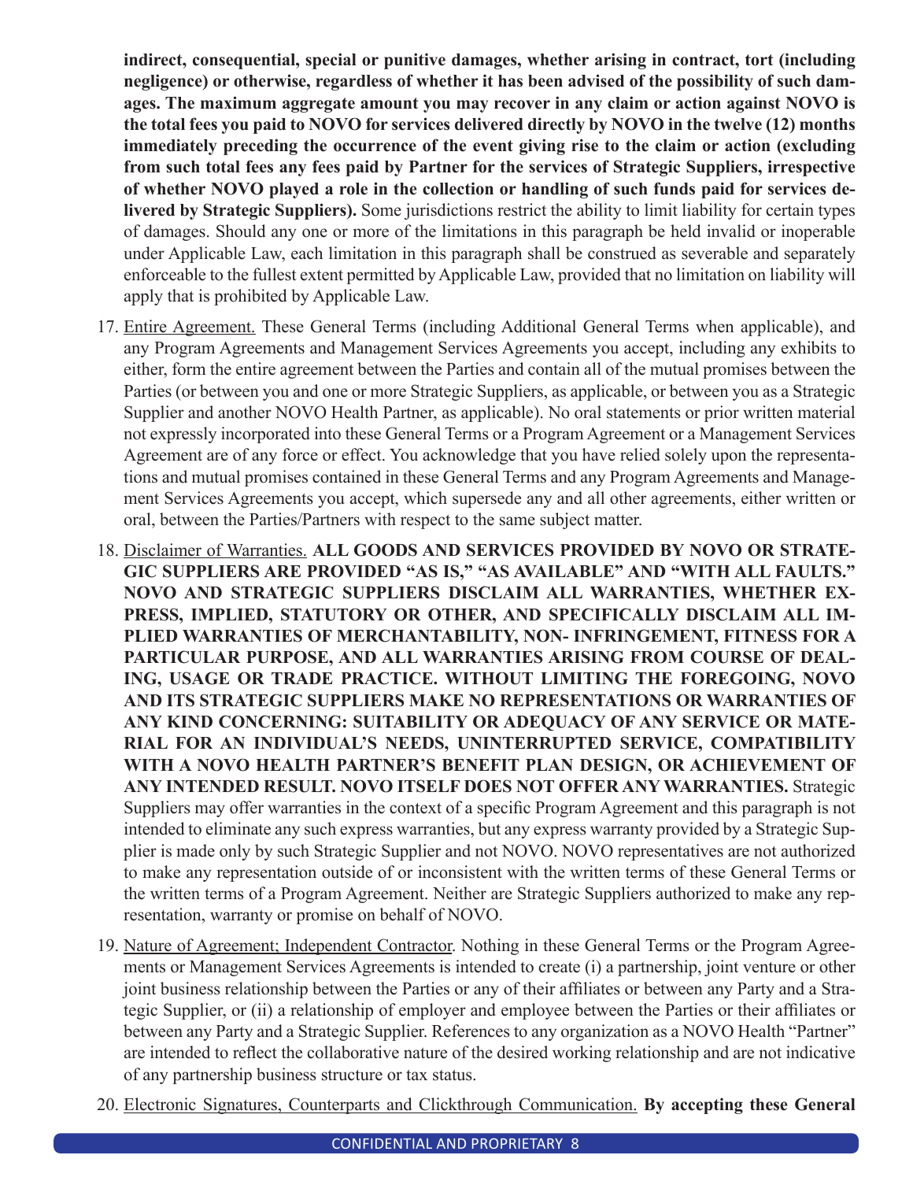**indirect, consequential, special or punitive damages, whether arising in contract, tort (including negligence) or otherwise, regardless of whether it has been advised of the possibility of such damages. The maximum aggregate amount you may recover in any claim or action against NOVO is the total fees you paid to NOVO for services delivered directly by NOVO in the twelve (12) months immediately preceding the occurrence of the event giving rise to the claim or action (excluding from such total fees any fees paid by Partner for the services of Strategic Suppliers, irrespective of whether NOVO played a role in the collection or handling of such funds paid for services delivered by Strategic Suppliers).** Some jurisdictions restrict the ability to limit liability for certain types of damages. Should any one or more of the limitations in this paragraph be held invalid or inoperable under Applicable Law, each limitation in this paragraph shall be construed as severable and separately enforceable to the fullest extent permitted by Applicable Law, provided that no limitation on liability will apply that is prohibited by Applicable Law.

17. Entire Agreement. These General Terms (including Additional General Terms when applicable), and any Program Agreements and Management Services Agreements you accept, including any exhibits to either, form the entire agreement between the Parties and contain all of the mutual promises between the Parties (or between you and one or more Strategic Suppliers, as applicable, or between you as a Strategic Supplier and another NOVO Health Partner, as applicable). No oral statements or prior written material not expressly incorporated into these General Terms or a Program Agreement or a Management Services Agreement are of any force or effect. You acknowledge that you have relied solely upon the representations and mutual promises contained in these General Terms and any Program Agreements and Management Services Agreements you accept, which supersede any and all other agreements, either written or oral, between the Parties/Partners with respect to the same subject matter.

18. Disclaimer of Warranties. **ALL GOODS AND SERVICES PROVIDED BY NOVO OR STRATEGIC SUPPLIERS ARE PROVIDED "AS IS," "AS AVAILABLE" AND "WITH ALL FAULTS." NOVO AND STRATEGIC SUPPLIERS DISCLAIM ALL WARRANTIES, WHETHER EXPRESS, IMPLIED, STATUTORY OR OTHER, AND SPECIFICALLY DISCLAIM ALL IMPLIED WARRANTIES OF MERCHANTABILITY, NON- INFRINGEMENT, FITNESS FOR A PARTICULAR PURPOSE, AND ALL WARRANTIES ARISING FROM COURSE OF DEALING, USAGE OR TRADE PRACTICE. WITHOUT LIMITING THE FOREGOING, NOVO AND ITS STRATEGIC SUPPLIERS MAKE NO REPRESENTATIONS OR WARRANTIES OF ANY KIND CONCERNING: SUITABILITY OR ADEQUACY OF ANY SERVICE OR MATERIAL FOR AN INDIVIDUAL'S NEEDS, UNINTERRUPTED SERVICE, COMPATIBILITY WITH A NOVO HEALTH PARTNER'S BENEFIT PLAN DESIGN, OR ACHIEVEMENT OF ANY INTENDED RESULT. NOVO ITSELF DOES NOT OFFER ANY WARRANTIES.** Strategic Suppliers may offer warranties in the context of a specific Program Agreement and this paragraph is not intended to eliminate any such express warranties, but any express warranty provided by a Strategic Supplier is made only by such Strategic Supplier and not NOVO. NOVO representatives are not authorized to make any representation outside of or inconsistent with the written terms of these General Terms or the written terms of a Program Agreement. Neither are Strategic Suppliers authorized to make any representation, warranty or promise on behalf of NOVO.

19. Nature of Agreement; Independent Contractor. Nothing in these General Terms or the Program Agreements or Management Services Agreements is intended to create (i) a partnership, joint venture or other joint business relationship between the Parties or any of their affiliates or between any Party and a Strategic Supplier, or (ii) a relationship of employer and employee between the Parties or their affiliates or between any Party and a Strategic Supplier. References to any organization as a NOVO Health "Partner" are intended to reflect the collaborative nature of the desired working relationship and are not indicative of any partnership business structure or tax status.

20. Electronic Signatures, Counterparts and Clickthrough Communication. **By accepting these General**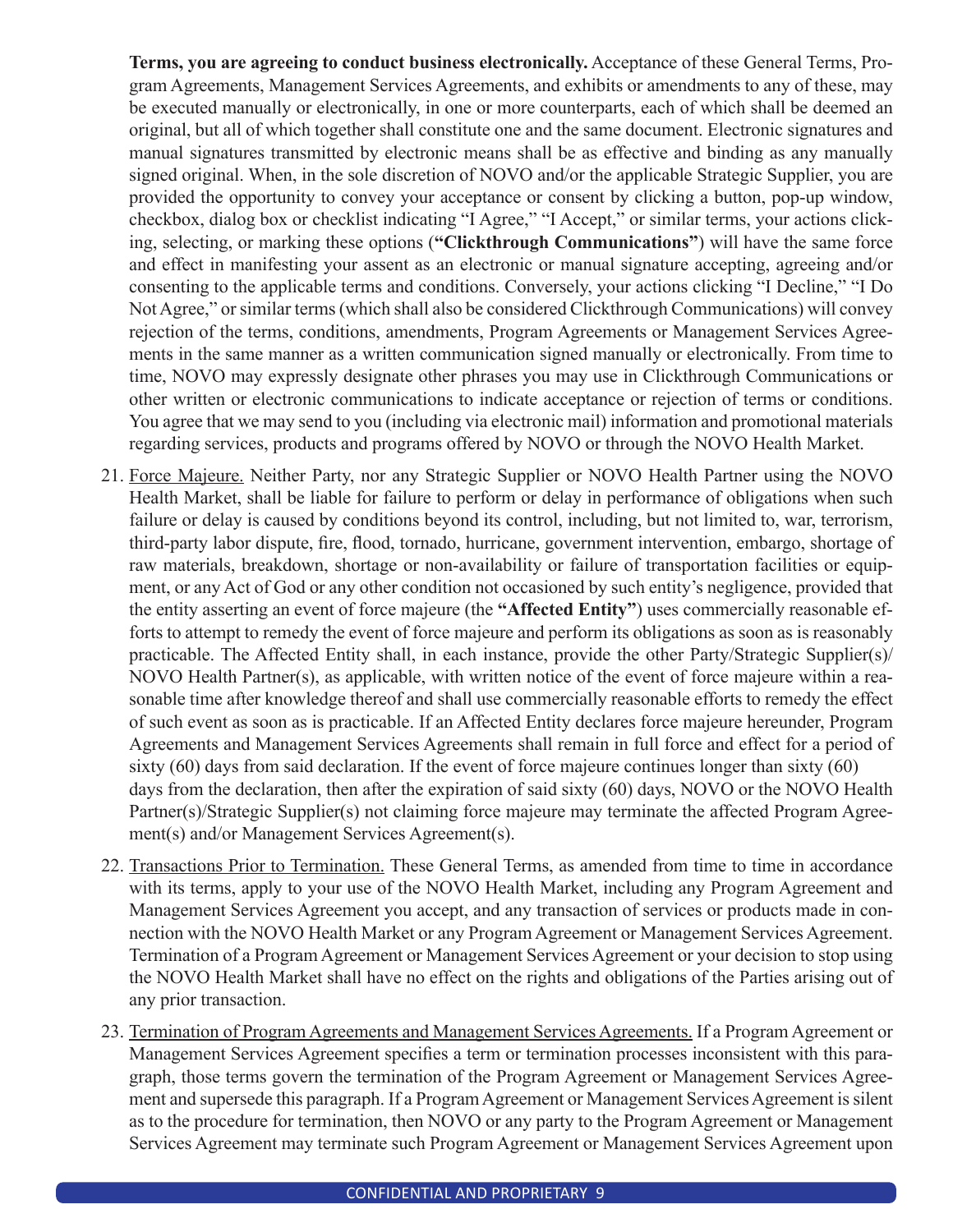**Terms, you are agreeing to conduct business electronically.** Acceptance of these General Terms, Program Agreements, Management Services Agreements, and exhibits or amendments to any of these, may be executed manually or electronically, in one or more counterparts, each of which shall be deemed an original, but all of which together shall constitute one and the same document. Electronic signatures and manual signatures transmitted by electronic means shall be as effective and binding as any manually signed original. When, in the sole discretion of NOVO and/or the applicable Strategic Supplier, you are provided the opportunity to convey your acceptance or consent by clicking a button, pop-up window, checkbox, dialog box or checklist indicating "I Agree," "I Accept," or similar terms, your actions clicking, selecting, or marking these options (**"Clickthrough Communications"**) will have the same force and effect in manifesting your assent as an electronic or manual signature accepting, agreeing and/or consenting to the applicable terms and conditions. Conversely, your actions clicking "I Decline," "I Do Not Agree," or similar terms (which shall also be considered Clickthrough Communications) will convey rejection of the terms, conditions, amendments, Program Agreements or Management Services Agreements in the same manner as a written communication signed manually or electronically. From time to time, NOVO may expressly designate other phrases you may use in Clickthrough Communications or other written or electronic communications to indicate acceptance or rejection of terms or conditions. You agree that we may send to you (including via electronic mail) information and promotional materials regarding services, products and programs offered by NOVO or through the NOVO Health Market.

21. Force Majeure. Neither Party, nor any Strategic Supplier or NOVO Health Partner using the NOVO Health Market, shall be liable for failure to perform or delay in performance of obligations when such failure or delay is caused by conditions beyond its control, including, but not limited to, war, terrorism, third-party labor dispute, fire, flood, tornado, hurricane, government intervention, embargo, shortage of raw materials, breakdown, shortage or non-availability or failure of transportation facilities or equipment, or any Act of God or any other condition not occasioned by such entity's negligence, provided that the entity asserting an event of force majeure (the **"Affected Entity"**) uses commercially reasonable efforts to attempt to remedy the event of force majeure and perform its obligations as soon as is reasonably practicable. The Affected Entity shall, in each instance, provide the other Party/Strategic Supplier(s)/ NOVO Health Partner(s), as applicable, with written notice of the event of force majeure within a reasonable time after knowledge thereof and shall use commercially reasonable efforts to remedy the effect of such event as soon as is practicable. If an Affected Entity declares force majeure hereunder, Program Agreements and Management Services Agreements shall remain in full force and effect for a period of sixty (60) days from said declaration. If the event of force majeure continues longer than sixty (60) days from the declaration, then after the expiration of said sixty (60) days, NOVO or the NOVO Health Partner(s)/Strategic Supplier(s) not claiming force majeure may terminate the affected Program Agreement(s) and/or Management Services Agreement(s).

22. Transactions Prior to Termination. These General Terms, as amended from time to time in accordance with its terms, apply to your use of the NOVO Health Market, including any Program Agreement and Management Services Agreement you accept, and any transaction of services or products made in connection with the NOVO Health Market or any Program Agreement or Management Services Agreement. Termination of a Program Agreement or Management Services Agreement or your decision to stop using the NOVO Health Market shall have no effect on the rights and obligations of the Parties arising out of any prior transaction.

23. Termination of Program Agreements and Management Services Agreements. If a Program Agreement or Management Services Agreement specifies a term or termination processes inconsistent with this paragraph, those terms govern the termination of the Program Agreement or Management Services Agreement and supersede this paragraph. If a Program Agreement or Management Services Agreement is silent as to the procedure for termination, then NOVO or any party to the Program Agreement or Management Services Agreement may terminate such Program Agreement or Management Services Agreement upon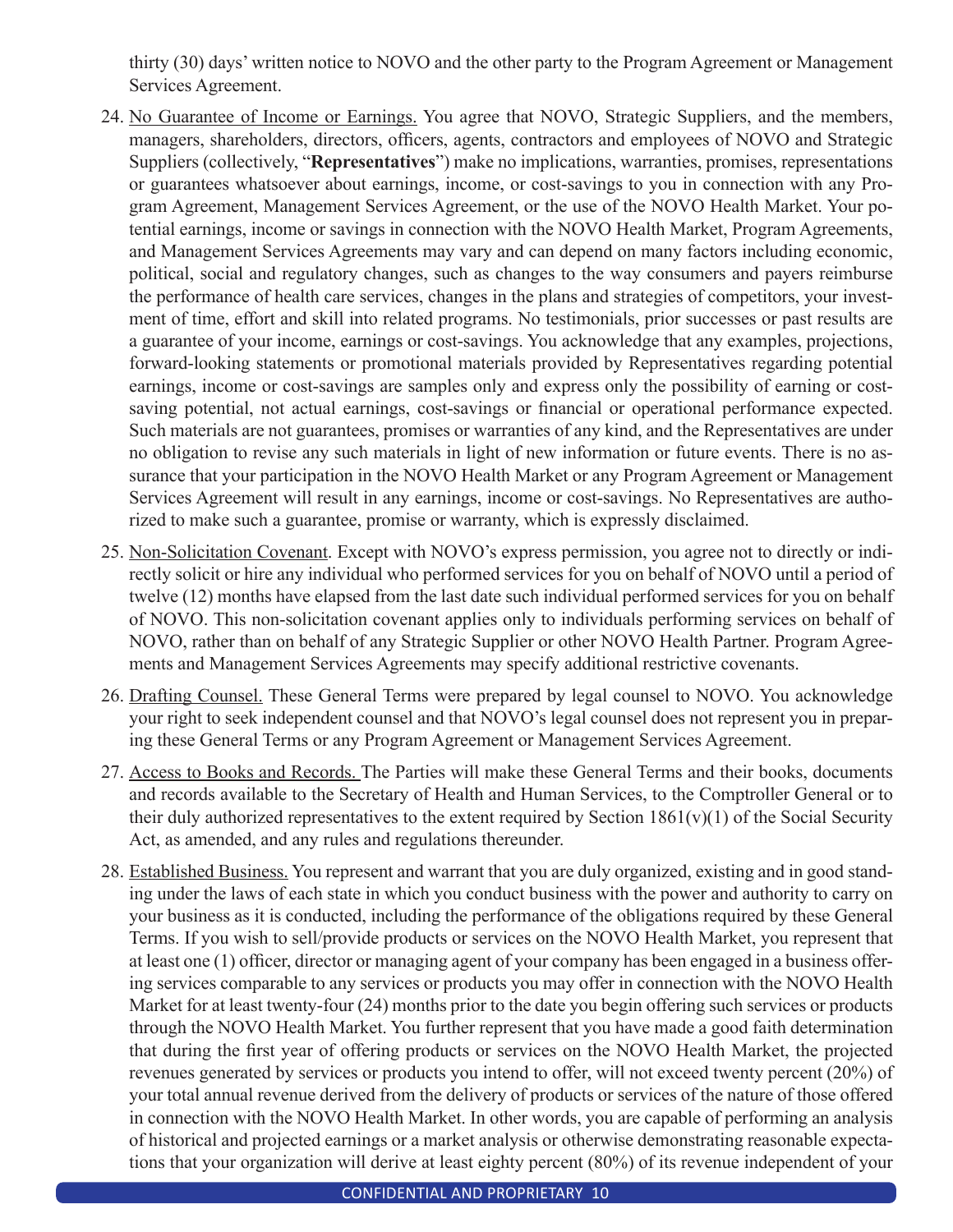thirty (30) days' written notice to NOVO and the other party to the Program Agreement or Management Services Agreement.

24. No Guarantee of Income or Earnings. You agree that NOVO, Strategic Suppliers, and the members, managers, shareholders, directors, officers, agents, contractors and employees of NOVO and Strategic Suppliers (collectively, "**Representatives**") make no implications, warranties, promises, representations or guarantees whatsoever about earnings, income, or cost-savings to you in connection with any Program Agreement, Management Services Agreement, or the use of the NOVO Health Market. Your potential earnings, income or savings in connection with the NOVO Health Market, Program Agreements, and Management Services Agreements may vary and can depend on many factors including economic, political, social and regulatory changes, such as changes to the way consumers and payers reimburse the performance of health care services, changes in the plans and strategies of competitors, your investment of time, effort and skill into related programs. No testimonials, prior successes or past results are a guarantee of your income, earnings or cost-savings. You acknowledge that any examples, projections, forward-looking statements or promotional materials provided by Representatives regarding potential earnings, income or cost-savings are samples only and express only the possibility of earning or cost-saving potential, not actual earnings, cost-savings or financial or operational performance expected. Such materials are not guarantees, promises or warranties of any kind, and the Representatives are under no obligation to revise any such materials in light of new information or future events. There is no assurance that your participation in the NOVO Health Market or any Program Agreement or Management Services Agreement will result in any earnings, income or cost-savings. No Representatives are authorized to make such a guarantee, promise or warranty, which is expressly disclaimed.

25. Non-Solicitation Covenant. Except with NOVO's express permission, you agree not to directly or indirectly solicit or hire any individual who performed services for you on behalf of NOVO until a period of twelve (12) months have elapsed from the last date such individual performed services for you on behalf of NOVO. This non-solicitation covenant applies only to individuals performing services on behalf of NOVO, rather than on behalf of any Strategic Supplier or other NOVO Health Partner. Program Agreements and Management Services Agreements may specify additional restrictive covenants.

26. Drafting Counsel. These General Terms were prepared by legal counsel to NOVO. You acknowledge your right to seek independent counsel and that NOVO's legal counsel does not represent you in preparing these General Terms or any Program Agreement or Management Services Agreement.

27. Access to Books and Records. The Parties will make these General Terms and their books, documents and records available to the Secretary of Health and Human Services, to the Comptroller General or to their duly authorized representatives to the extent required by Section 1861(v)(1) of the Social Security Act, as amended, and any rules and regulations thereunder.

28. Established Business. You represent and warrant that you are duly organized, existing and in good standing under the laws of each state in which you conduct business with the power and authority to carry on your business as it is conducted, including the performance of the obligations required by these General Terms. If you wish to sell/provide products or services on the NOVO Health Market, you represent that at least one (1) officer, director or managing agent of your company has been engaged in a business offering services comparable to any services or products you may offer in connection with the NOVO Health Market for at least twenty-four (24) months prior to the date you begin offering such services or products through the NOVO Health Market. You further represent that you have made a good faith determination that during the first year of offering products or services on the NOVO Health Market, the projected revenues generated by services or products you intend to offer, will not exceed twenty percent (20%) of your total annual revenue derived from the delivery of products or services of the nature of those offered in connection with the NOVO Health Market. In other words, you are capable of performing an analysis of historical and projected earnings or a market analysis or otherwise demonstrating reasonable expectations that your organization will derive at least eighty percent (80%) of its revenue independent of your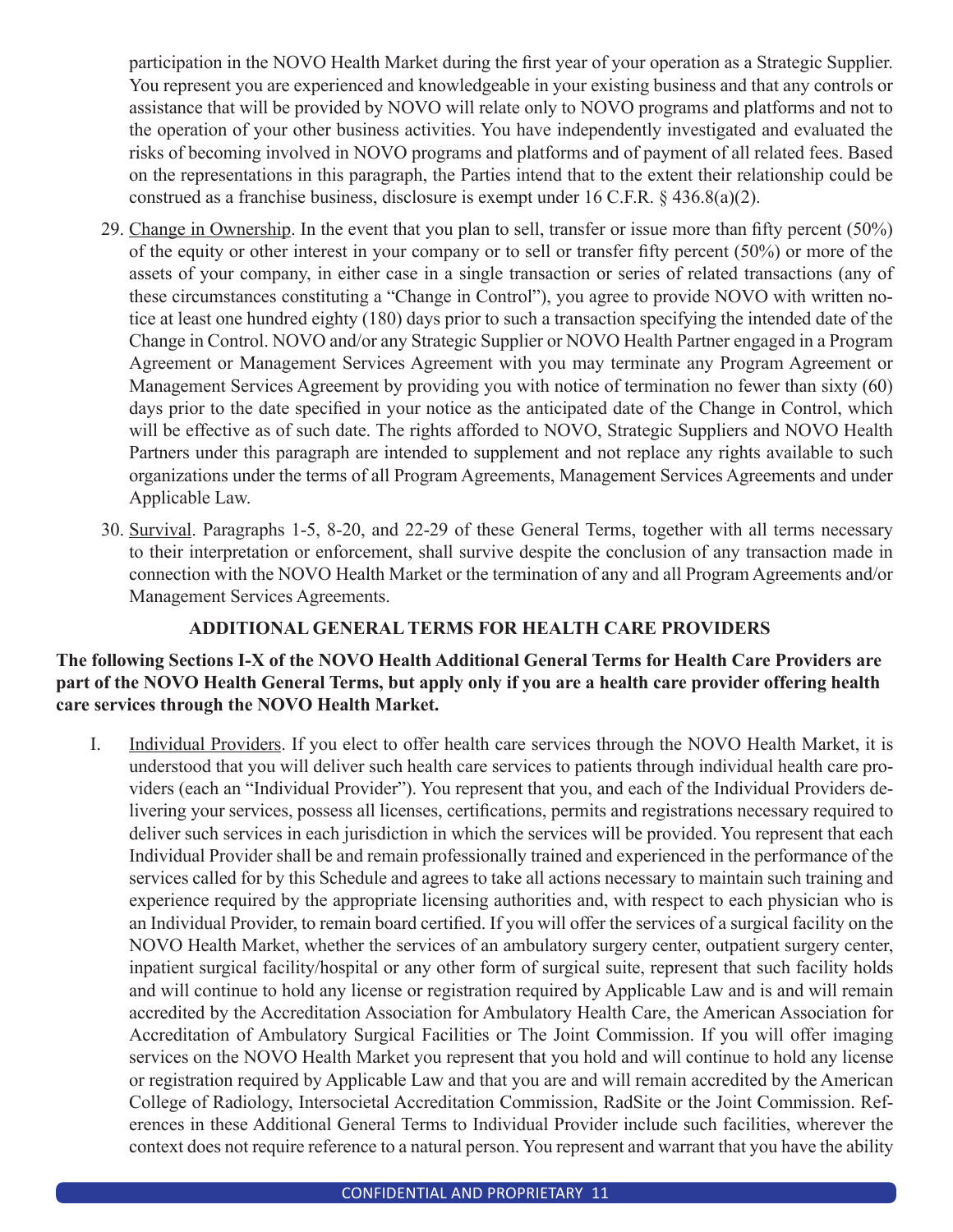participation in the NOVO Health Market during the first year of your operation as a Strategic Supplier. You represent you are experienced and knowledgeable in your existing business and that any controls or assistance that will be provided by NOVO will relate only to NOVO programs and platforms and not to the operation of your other business activities. You have independently investigated and evaluated the risks of becoming involved in NOVO programs and platforms and of payment of all related fees. Based on the representations in this paragraph, the Parties intend that to the extent their relationship could be construed as a franchise business, disclosure is exempt under 16 C.F.R. § 436.8(a)(2).

29. Change in Ownership. In the event that you plan to sell, transfer or issue more than fifty percent (50%) of the equity or other interest in your company or to sell or transfer fifty percent (50%) or more of the assets of your company, in either case in a single transaction or series of related transactions (any of these circumstances constituting a "Change in Control"), you agree to provide NOVO with written notice at least one hundred eighty (180) days prior to such a transaction specifying the intended date of the Change in Control. NOVO and/or any Strategic Supplier or NOVO Health Partner engaged in a Program Agreement or Management Services Agreement with you may terminate any Program Agreement or Management Services Agreement by providing you with notice of termination no fewer than sixty (60) days prior to the date specified in your notice as the anticipated date of the Change in Control, which will be effective as of such date. The rights afforded to NOVO, Strategic Suppliers and NOVO Health Partners under this paragraph are intended to supplement and not replace any rights available to such organizations under the terms of all Program Agreements, Management Services Agreements and under Applicable Law.

30. Survival. Paragraphs 1-5, 8-20, and 22-29 of these General Terms, together with all terms necessary to their interpretation or enforcement, shall survive despite the conclusion of any transaction made in connection with the NOVO Health Market or the termination of any and all Program Agreements and/or Management Services Agreements.

## ADDITIONAL GENERAL TERMS FOR HEALTH CARE PROVIDERS

**The following Sections I-X of the NOVO Health Additional General Terms for Health Care Providers are part of the NOVO Health General Terms, but apply only if you are a health care provider offering health care services through the NOVO Health Market.**

I. Individual Providers. If you elect to offer health care services through the NOVO Health Market, it is understood that you will deliver such health care services to patients through individual health care providers (each an "Individual Provider"). You represent that you, and each of the Individual Providers delivering your services, possess all licenses, certifications, permits and registrations necessary required to deliver such services in each jurisdiction in which the services will be provided. You represent that each Individual Provider shall be and remain professionally trained and experienced in the performance of the services called for by this Schedule and agrees to take all actions necessary to maintain such training and experience required by the appropriate licensing authorities and, with respect to each physician who is an Individual Provider, to remain board certified. If you will offer the services of a surgical facility on the NOVO Health Market, whether the services of an ambulatory surgery center, outpatient surgery center, inpatient surgical facility/hospital or any other form of surgical suite, represent that such facility holds and will continue to hold any license or registration required by Applicable Law and is and will remain accredited by the Accreditation Association for Ambulatory Health Care, the American Association for Accreditation of Ambulatory Surgical Facilities or The Joint Commission. If you will offer imaging services on the NOVO Health Market you represent that you hold and will continue to hold any license or registration required by Applicable Law and that you are and will remain accredited by the American College of Radiology, Intersocietal Accreditation Commission, RadSite or the Joint Commission. References in these Additional General Terms to Individual Provider include such facilities, wherever the context does not require reference to a natural person. You represent and warrant that you have the ability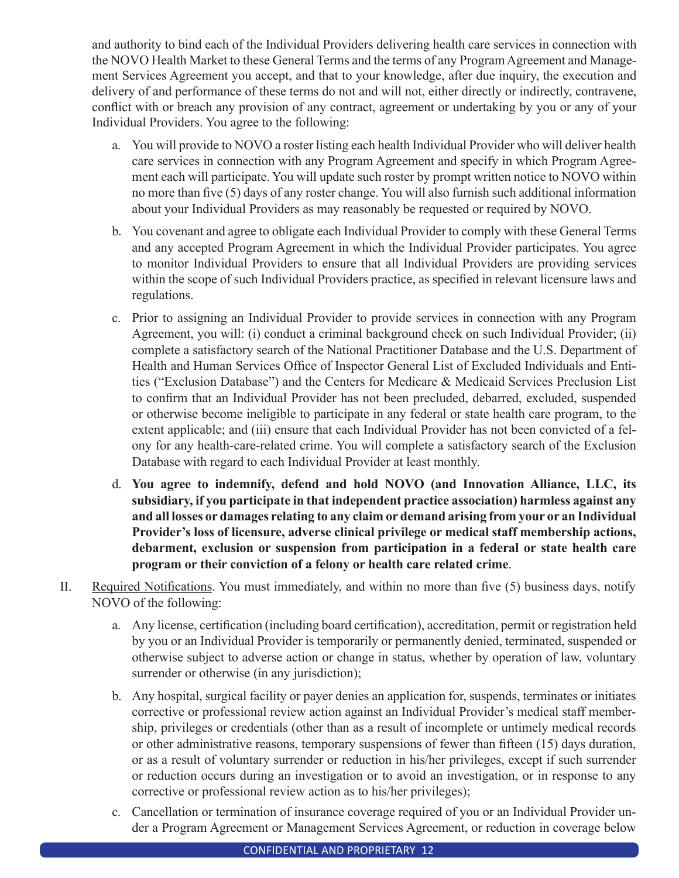and authority to bind each of the Individual Providers delivering health care services in connection with the NOVO Health Market to these General Terms and the terms of any Program Agreement and Management Services Agreement you accept, and that to your knowledge, after due inquiry, the execution and delivery of and performance of these terms do not and will not, either directly or indirectly, contravene, conflict with or breach any provision of any contract, agreement or undertaking by you or any of your Individual Providers. You agree to the following:

a. You will provide to NOVO a roster listing each health Individual Provider who will deliver health care services in connection with any Program Agreement and specify in which Program Agreement each will participate. You will update such roster by prompt written notice to NOVO within no more than five (5) days of any roster change. You will also furnish such additional information about your Individual Providers as may reasonably be requested or required by NOVO.

b. You covenant and agree to obligate each Individual Provider to comply with these General Terms and any accepted Program Agreement in which the Individual Provider participates. You agree to monitor Individual Providers to ensure that all Individual Providers are providing services within the scope of such Individual Providers practice, as specified in relevant licensure laws and regulations.

c. Prior to assigning an Individual Provider to provide services in connection with any Program Agreement, you will: (i) conduct a criminal background check on such Individual Provider; (ii) complete a satisfactory search of the National Practitioner Database and the U.S. Department of Health and Human Services Office of Inspector General List of Excluded Individuals and Entities ("Exclusion Database") and the Centers for Medicare & Medicaid Services Preclusion List to confirm that an Individual Provider has not been precluded, debarred, excluded, suspended or otherwise become ineligible to participate in any federal or state health care program, to the extent applicable; and (iii) ensure that each Individual Provider has not been convicted of a felony for any health-care-related crime. You will complete a satisfactory search of the Exclusion Database with regard to each Individual Provider at least monthly.

d. **You agree to indemnify, defend and hold NOVO (and Innovation Alliance, LLC, its subsidiary, if you participate in that independent practice association) harmless against any and all losses or damages relating to any claim or demand arising from your or an Individual Provider's loss of licensure, adverse clinical privilege or medical staff membership actions, debarment, exclusion or suspension from participation in a federal or state health care program or their conviction of a felony or health care related crime**.

II. <u>Required Notifications</u>. You must immediately, and within no more than five (5) business days, notify NOVO of the following:

a. Any license, certification (including board certification), accreditation, permit or registration held by you or an Individual Provider is temporarily or permanently denied, terminated, suspended or otherwise subject to adverse action or change in status, whether by operation of law, voluntary surrender or otherwise (in any jurisdiction);

b. Any hospital, surgical facility or payer denies an application for, suspends, terminates or initiates corrective or professional review action against an Individual Provider's medical staff membership, privileges or credentials (other than as a result of incomplete or untimely medical records or other administrative reasons, temporary suspensions of fewer than fifteen (15) days duration, or as a result of voluntary surrender or reduction in his/her privileges, except if such surrender or reduction occurs during an investigation or to avoid an investigation, or in response to any corrective or professional review action as to his/her privileges);

c. Cancellation or termination of insurance coverage required of you or an Individual Provider under a Program Agreement or Management Services Agreement, or reduction in coverage below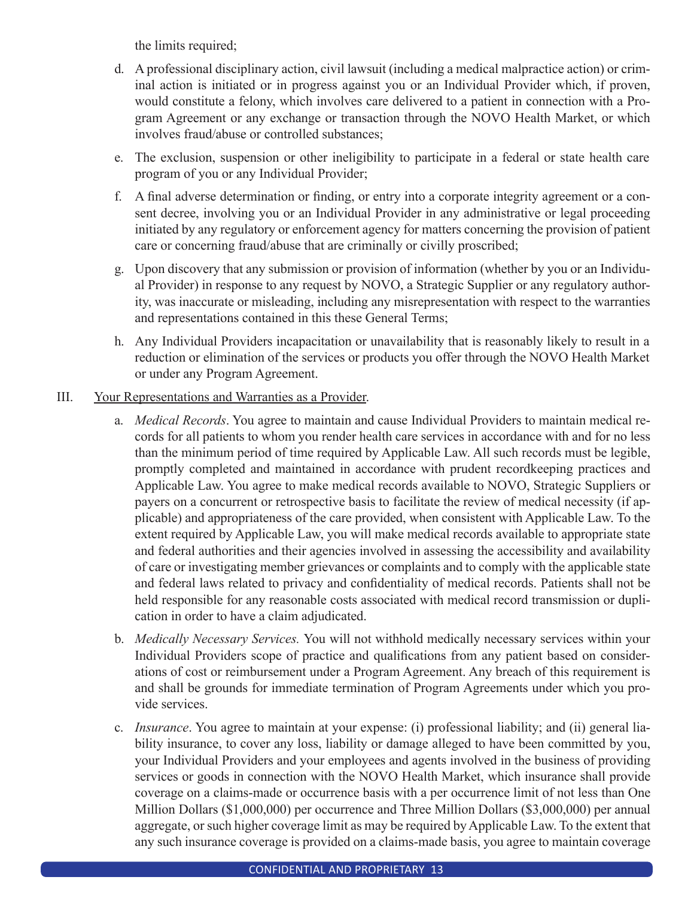the limits required;

d. A professional disciplinary action, civil lawsuit (including a medical malpractice action) or criminal action is initiated or in progress against you or an Individual Provider which, if proven, would constitute a felony, which involves care delivered to a patient in connection with a Program Agreement or any exchange or transaction through the NOVO Health Market, or which involves fraud/abuse or controlled substances;

e. The exclusion, suspension or other ineligibility to participate in a federal or state health care program of you or any Individual Provider;

f. A final adverse determination or finding, or entry into a corporate integrity agreement or a consent decree, involving you or an Individual Provider in any administrative or legal proceeding initiated by any regulatory or enforcement agency for matters concerning the provision of patient care or concerning fraud/abuse that are criminally or civilly proscribed;

g. Upon discovery that any submission or provision of information (whether by you or an Individual Provider) in response to any request by NOVO, a Strategic Supplier or any regulatory authority, was inaccurate or misleading, including any misrepresentation with respect to the warranties and representations contained in this these General Terms;

h. Any Individual Providers incapacitation or unavailability that is reasonably likely to result in a reduction or elimination of the services or products you offer through the NOVO Health Market or under any Program Agreement.

III. <u>Your Representations and Warranties as a Provider</u>.

a. *Medical Records*. You agree to maintain and cause Individual Providers to maintain medical records for all patients to whom you render health care services in accordance with and for no less than the minimum period of time required by Applicable Law. All such records must be legible, promptly completed and maintained in accordance with prudent recordkeeping practices and Applicable Law. You agree to make medical records available to NOVO, Strategic Suppliers or payers on a concurrent or retrospective basis to facilitate the review of medical necessity (if applicable) and appropriateness of the care provided, when consistent with Applicable Law. To the extent required by Applicable Law, you will make medical records available to appropriate state and federal authorities and their agencies involved in assessing the accessibility and availability of care or investigating member grievances or complaints and to comply with the applicable state and federal laws related to privacy and confidentiality of medical records. Patients shall not be held responsible for any reasonable costs associated with medical record transmission or duplication in order to have a claim adjudicated.

b. *Medically Necessary Services.* You will not withhold medically necessary services within your Individual Providers scope of practice and qualifications from any patient based on considerations of cost or reimbursement under a Program Agreement. Any breach of this requirement is and shall be grounds for immediate termination of Program Agreements under which you provide services.

c. *Insurance*. You agree to maintain at your expense: (i) professional liability; and (ii) general liability insurance, to cover any loss, liability or damage alleged to have been committed by you, your Individual Providers and your employees and agents involved in the business of providing services or goods in connection with the NOVO Health Market, which insurance shall provide coverage on a claims-made or occurrence basis with a per occurrence limit of not less than One Million Dollars ($1,000,000) per occurrence and Three Million Dollars ($3,000,000) per annual aggregate, or such higher coverage limit as may be required by Applicable Law. To the extent that any such insurance coverage is provided on a claims-made basis, you agree to maintain coverage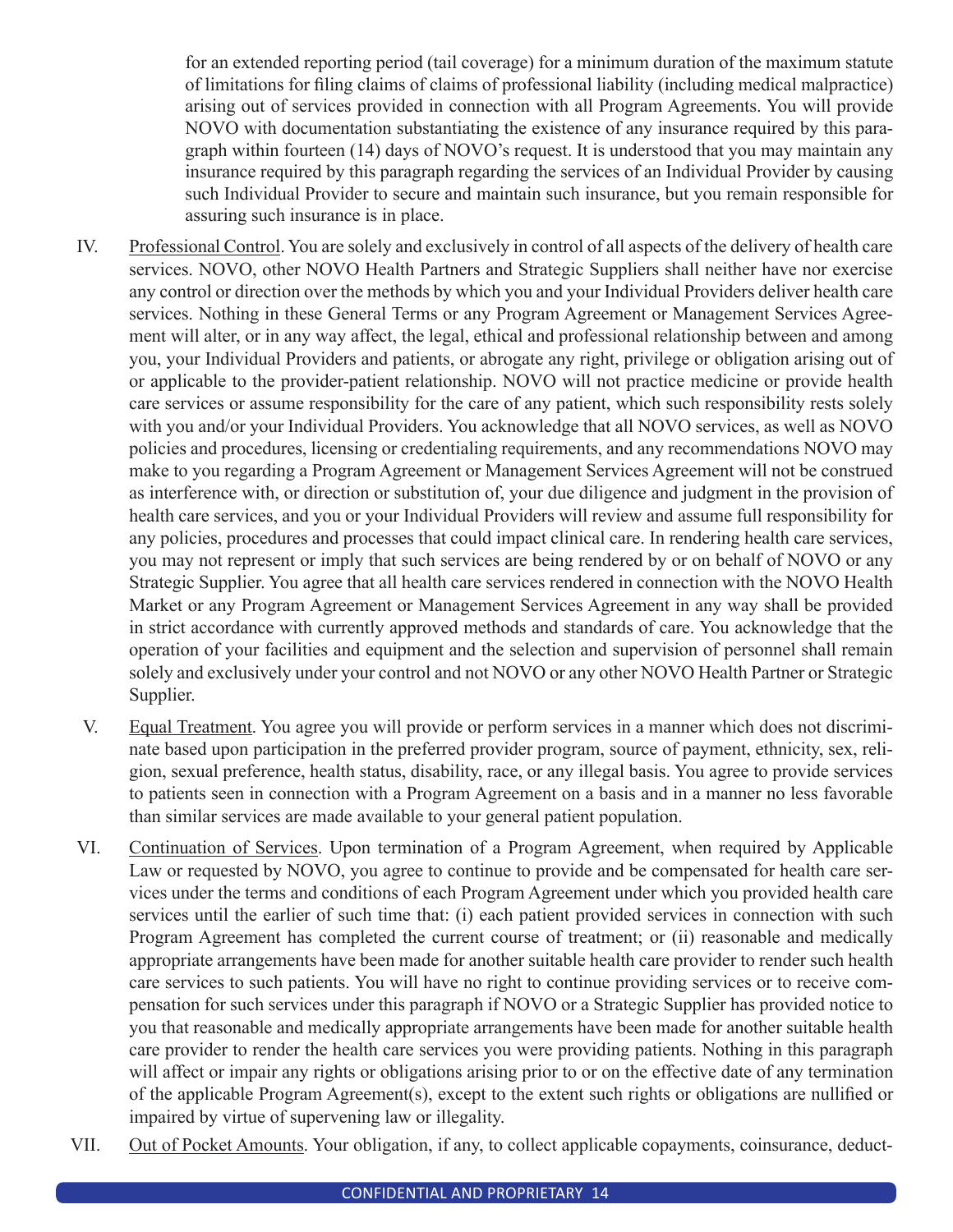for an extended reporting period (tail coverage) for a minimum duration of the maximum statute of limitations for filing claims of claims of professional liability (including medical malpractice) arising out of services provided in connection with all Program Agreements. You will provide NOVO with documentation substantiating the existence of any insurance required by this paragraph within fourteen (14) days of NOVO's request. It is understood that you may maintain any insurance required by this paragraph regarding the services of an Individual Provider by causing such Individual Provider to secure and maintain such insurance, but you remain responsible for assuring such insurance is in place.

IV. Professional Control. You are solely and exclusively in control of all aspects of the delivery of health care services. NOVO, other NOVO Health Partners and Strategic Suppliers shall neither have nor exercise any control or direction over the methods by which you and your Individual Providers deliver health care services. Nothing in these General Terms or any Program Agreement or Management Services Agreement will alter, or in any way affect, the legal, ethical and professional relationship between and among you, your Individual Providers and patients, or abrogate any right, privilege or obligation arising out of or applicable to the provider-patient relationship. NOVO will not practice medicine or provide health care services or assume responsibility for the care of any patient, which such responsibility rests solely with you and/or your Individual Providers. You acknowledge that all NOVO services, as well as NOVO policies and procedures, licensing or credentialing requirements, and any recommendations NOVO may make to you regarding a Program Agreement or Management Services Agreement will not be construed as interference with, or direction or substitution of, your due diligence and judgment in the provision of health care services, and you or your Individual Providers will review and assume full responsibility for any policies, procedures and processes that could impact clinical care. In rendering health care services, you may not represent or imply that such services are being rendered by or on behalf of NOVO or any Strategic Supplier. You agree that all health care services rendered in connection with the NOVO Health Market or any Program Agreement or Management Services Agreement in any way shall be provided in strict accordance with currently approved methods and standards of care. You acknowledge that the operation of your facilities and equipment and the selection and supervision of personnel shall remain solely and exclusively under your control and not NOVO or any other NOVO Health Partner or Strategic Supplier.

V. Equal Treatment. You agree you will provide or perform services in a manner which does not discriminate based upon participation in the preferred provider program, source of payment, ethnicity, sex, religion, sexual preference, health status, disability, race, or any illegal basis. You agree to provide services to patients seen in connection with a Program Agreement on a basis and in a manner no less favorable than similar services are made available to your general patient population.

VI. Continuation of Services. Upon termination of a Program Agreement, when required by Applicable Law or requested by NOVO, you agree to continue to provide and be compensated for health care services under the terms and conditions of each Program Agreement under which you provided health care services until the earlier of such time that: (i) each patient provided services in connection with such Program Agreement has completed the current course of treatment; or (ii) reasonable and medically appropriate arrangements have been made for another suitable health care provider to render such health care services to such patients. You will have no right to continue providing services or to receive compensation for such services under this paragraph if NOVO or a Strategic Supplier has provided notice to you that reasonable and medically appropriate arrangements have been made for another suitable health care provider to render the health care services you were providing patients. Nothing in this paragraph will affect or impair any rights or obligations arising prior to or on the effective date of any termination of the applicable Program Agreement(s), except to the extent such rights or obligations are nullified or impaired by virtue of supervening law or illegality.

VII. Out of Pocket Amounts. Your obligation, if any, to collect applicable copayments, coinsurance, deduct-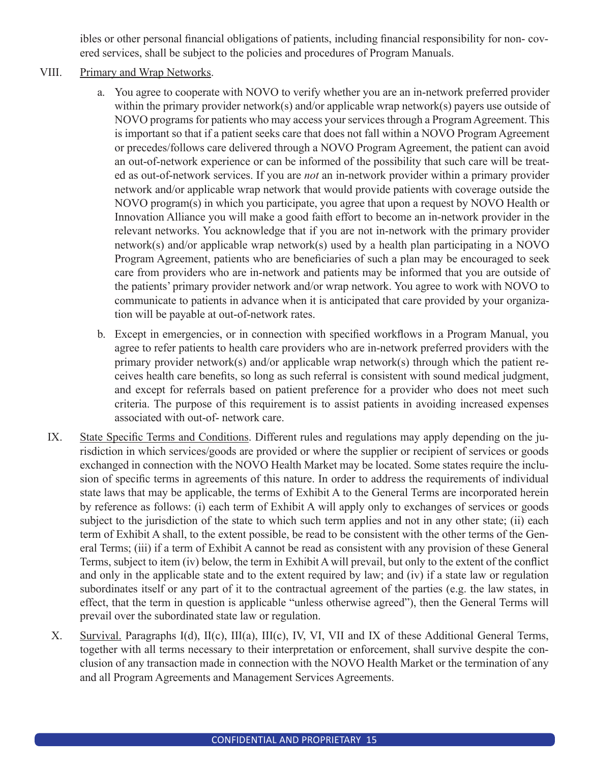ibles or other personal financial obligations of patients, including financial responsibility for non- covered services, shall be subject to the policies and procedures of Program Manuals.

VIII. Primary and Wrap Networks.

a. You agree to cooperate with NOVO to verify whether you are an in-network preferred provider within the primary provider network(s) and/or applicable wrap network(s) payers use outside of NOVO programs for patients who may access your services through a Program Agreement. This is important so that if a patient seeks care that does not fall within a NOVO Program Agreement or precedes/follows care delivered through a NOVO Program Agreement, the patient can avoid an out-of-network experience or can be informed of the possibility that such care will be treated as out-of-network services. If you are *not* an in-network provider within a primary provider network and/or applicable wrap network that would provide patients with coverage outside the NOVO program(s) in which you participate, you agree that upon a request by NOVO Health or Innovation Alliance you will make a good faith effort to become an in-network provider in the relevant networks. You acknowledge that if you are not in-network with the primary provider network(s) and/or applicable wrap network(s) used by a health plan participating in a NOVO Program Agreement, patients who are beneficiaries of such a plan may be encouraged to seek care from providers who are in-network and patients may be informed that you are outside of the patients' primary provider network and/or wrap network. You agree to work with NOVO to communicate to patients in advance when it is anticipated that care provided by your organization will be payable at out-of-network rates.

b. Except in emergencies, or in connection with specified workflows in a Program Manual, you agree to refer patients to health care providers who are in-network preferred providers with the primary provider network(s) and/or applicable wrap network(s) through which the patient receives health care benefits, so long as such referral is consistent with sound medical judgment, and except for referrals based on patient preference for a provider who does not meet such criteria. The purpose of this requirement is to assist patients in avoiding increased expenses associated with out-of- network care.

IX. State Specific Terms and Conditions. Different rules and regulations may apply depending on the jurisdiction in which services/goods are provided or where the supplier or recipient of services or goods exchanged in connection with the NOVO Health Market may be located. Some states require the inclusion of specific terms in agreements of this nature. In order to address the requirements of individual state laws that may be applicable, the terms of Exhibit A to the General Terms are incorporated herein by reference as follows: (i) each term of Exhibit A will apply only to exchanges of services or goods subject to the jurisdiction of the state to which such term applies and not in any other state; (ii) each term of Exhibit A shall, to the extent possible, be read to be consistent with the other terms of the General Terms; (iii) if a term of Exhibit A cannot be read as consistent with any provision of these General Terms, subject to item (iv) below, the term in Exhibit A will prevail, but only to the extent of the conflict and only in the applicable state and to the extent required by law; and (iv) if a state law or regulation subordinates itself or any part of it to the contractual agreement of the parties (e.g. the law states, in effect, that the term in question is applicable "unless otherwise agreed"), then the General Terms will prevail over the subordinated state law or regulation.

X. Survival. Paragraphs I(d), II(c), III(a), III(c), IV, VI, VII and IX of these Additional General Terms, together with all terms necessary to their interpretation or enforcement, shall survive despite the conclusion of any transaction made in connection with the NOVO Health Market or the termination of any and all Program Agreements and Management Services Agreements.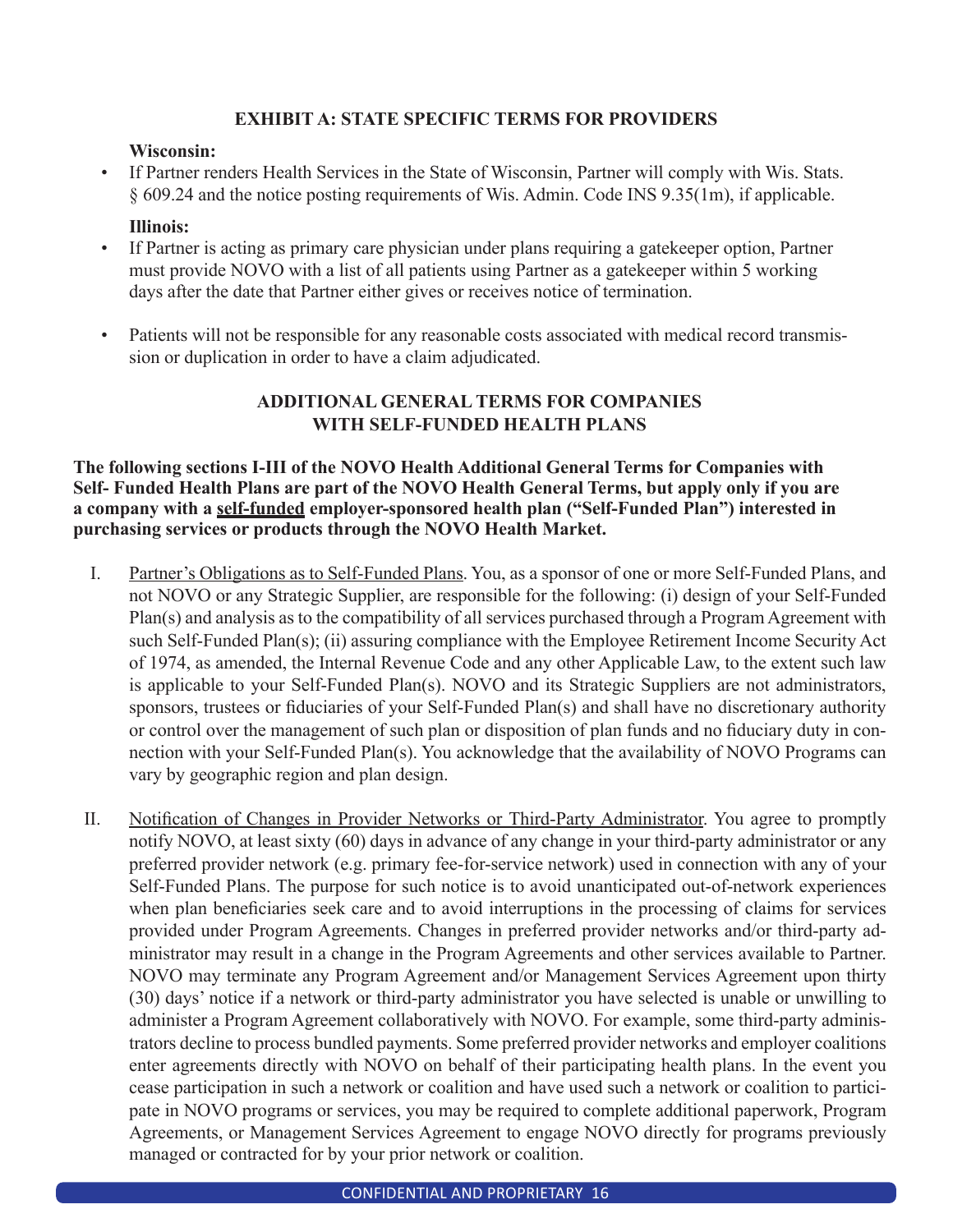## EXHIBIT A: STATE SPECIFIC TERMS FOR PROVIDERS

**Wisconsin:**

- If Partner renders Health Services in the State of Wisconsin, Partner will comply with Wis. Stats. § 609.24 and the notice posting requirements of Wis. Admin. Code INS 9.35(1m), if applicable.

**Illinois:**

- If Partner is acting as primary care physician under plans requiring a gatekeeper option, Partner must provide NOVO with a list of all patients using Partner as a gatekeeper within 5 working days after the date that Partner either gives or receives notice of termination.

- Patients will not be responsible for any reasonable costs associated with medical record transmission or duplication in order to have a claim adjudicated.

## ADDITIONAL GENERAL TERMS FOR COMPANIES WITH SELF-FUNDED HEALTH PLANS

**The following sections I-III of the NOVO Health Additional General Terms for Companies with Self- Funded Health Plans are part of the NOVO Health General Terms, but apply only if you are a company with a <u>self-funded</u> employer-sponsored health plan ("Self-Funded Plan") interested in purchasing services or products through the NOVO Health Market.**

I. <u>Partner's Obligations as to Self-Funded Plans</u>. You, as a sponsor of one or more Self-Funded Plans, and not NOVO or any Strategic Supplier, are responsible for the following: (i) design of your Self-Funded Plan(s) and analysis as to the compatibility of all services purchased through a Program Agreement with such Self-Funded Plan(s); (ii) assuring compliance with the Employee Retirement Income Security Act of 1974, as amended, the Internal Revenue Code and any other Applicable Law, to the extent such law is applicable to your Self-Funded Plan(s). NOVO and its Strategic Suppliers are not administrators, sponsors, trustees or fiduciaries of your Self-Funded Plan(s) and shall have no discretionary authority or control over the management of such plan or disposition of plan funds and no fiduciary duty in connection with your Self-Funded Plan(s). You acknowledge that the availability of NOVO Programs can vary by geographic region and plan design.

II. <u>Notification of Changes in Provider Networks or Third-Party Administrator</u>. You agree to promptly notify NOVO, at least sixty (60) days in advance of any change in your third-party administrator or any preferred provider network (e.g. primary fee-for-service network) used in connection with any of your Self-Funded Plans. The purpose for such notice is to avoid unanticipated out-of-network experiences when plan beneficiaries seek care and to avoid interruptions in the processing of claims for services provided under Program Agreements. Changes in preferred provider networks and/or third-party administrator may result in a change in the Program Agreements and other services available to Partner. NOVO may terminate any Program Agreement and/or Management Services Agreement upon thirty (30) days' notice if a network or third-party administrator you have selected is unable or unwilling to administer a Program Agreement collaboratively with NOVO. For example, some third-party administrators decline to process bundled payments. Some preferred provider networks and employer coalitions enter agreements directly with NOVO on behalf of their participating health plans. In the event you cease participation in such a network or coalition and have used such a network or coalition to participate in NOVO programs or services, you may be required to complete additional paperwork, Program Agreements, or Management Services Agreement to engage NOVO directly for programs previously managed or contracted for by your prior network or coalition.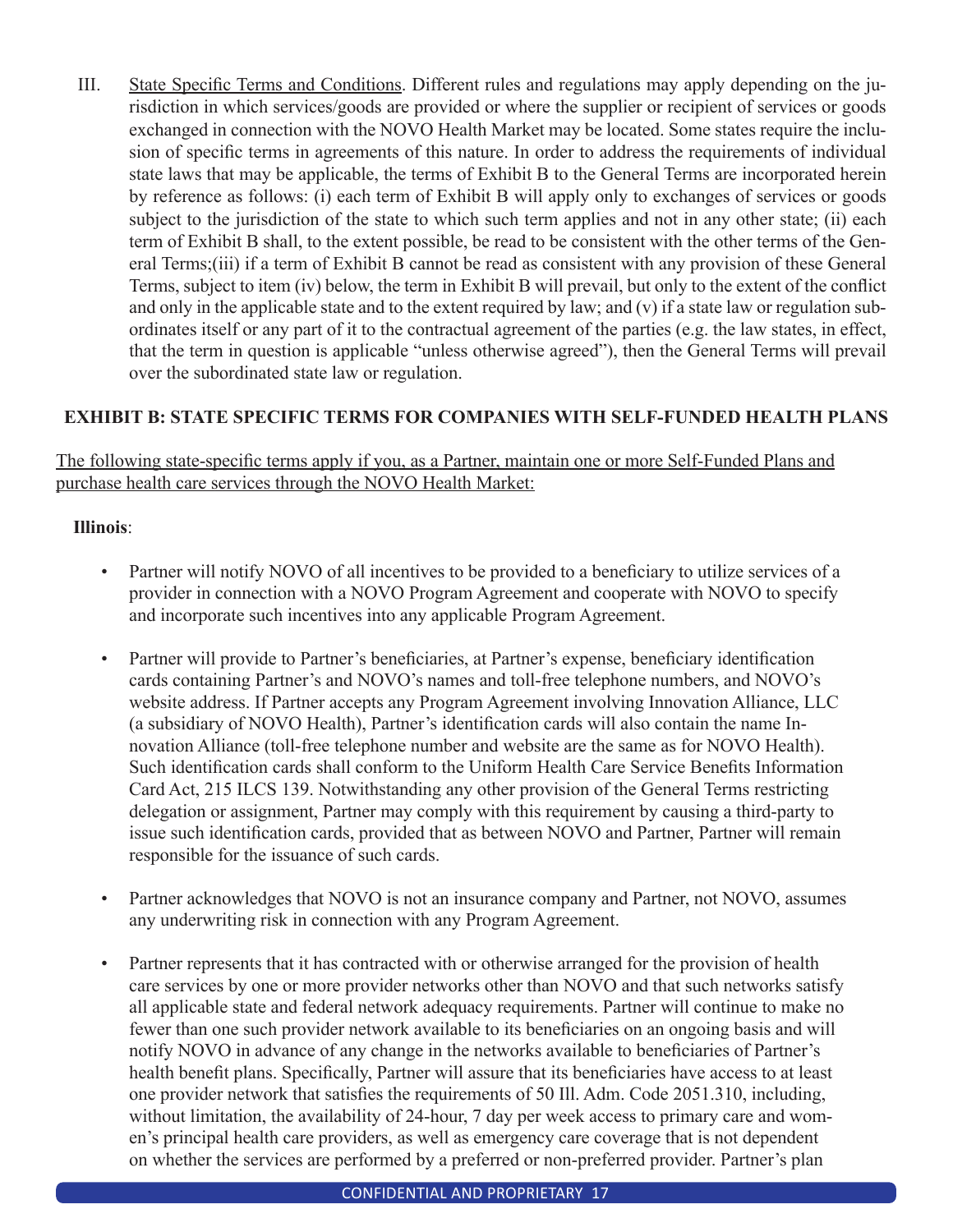III. State Specific Terms and Conditions. Different rules and regulations may apply depending on the jurisdiction in which services/goods are provided or where the supplier or recipient of services or goods exchanged in connection with the NOVO Health Market may be located. Some states require the inclusion of specific terms in agreements of this nature. In order to address the requirements of individual state laws that may be applicable, the terms of Exhibit B to the General Terms are incorporated herein by reference as follows: (i) each term of Exhibit B will apply only to exchanges of services or goods subject to the jurisdiction of the state to which such term applies and not in any other state; (ii) each term of Exhibit B shall, to the extent possible, be read to be consistent with the other terms of the General Terms;(iii) if a term of Exhibit B cannot be read as consistent with any provision of these General Terms, subject to item (iv) below, the term in Exhibit B will prevail, but only to the extent of the conflict and only in the applicable state and to the extent required by law; and (v) if a state law or regulation subordinates itself or any part of it to the contractual agreement of the parties (e.g. the law states, in effect, that the term in question is applicable "unless otherwise agreed"), then the General Terms will prevail over the subordinated state law or regulation.

## EXHIBIT B: STATE SPECIFIC TERMS FOR COMPANIES WITH SELF-FUNDED HEALTH PLANS

The following state-specific terms apply if you, as a Partner, maintain one or more Self-Funded Plans and purchase health care services through the NOVO Health Market:

**Illinois**:

- Partner will notify NOVO of all incentives to be provided to a beneficiary to utilize services of a provider in connection with a NOVO Program Agreement and cooperate with NOVO to specify and incorporate such incentives into any applicable Program Agreement.
- Partner will provide to Partner's beneficiaries, at Partner's expense, beneficiary identification cards containing Partner's and NOVO's names and toll-free telephone numbers, and NOVO's website address. If Partner accepts any Program Agreement involving Innovation Alliance, LLC (a subsidiary of NOVO Health), Partner's identification cards will also contain the name Innovation Alliance (toll-free telephone number and website are the same as for NOVO Health). Such identification cards shall conform to the Uniform Health Care Service Benefits Information Card Act, 215 ILCS 139. Notwithstanding any other provision of the General Terms restricting delegation or assignment, Partner may comply with this requirement by causing a third-party to issue such identification cards, provided that as between NOVO and Partner, Partner will remain responsible for the issuance of such cards.
- Partner acknowledges that NOVO is not an insurance company and Partner, not NOVO, assumes any underwriting risk in connection with any Program Agreement.
- Partner represents that it has contracted with or otherwise arranged for the provision of health care services by one or more provider networks other than NOVO and that such networks satisfy all applicable state and federal network adequacy requirements. Partner will continue to make no fewer than one such provider network available to its beneficiaries on an ongoing basis and will notify NOVO in advance of any change in the networks available to beneficiaries of Partner's health benefit plans. Specifically, Partner will assure that its beneficiaries have access to at least one provider network that satisfies the requirements of 50 Ill. Adm. Code 2051.310, including, without limitation, the availability of 24-hour, 7 day per week access to primary care and women's principal health care providers, as well as emergency care coverage that is not dependent on whether the services are performed by a preferred or non-preferred provider. Partner's plan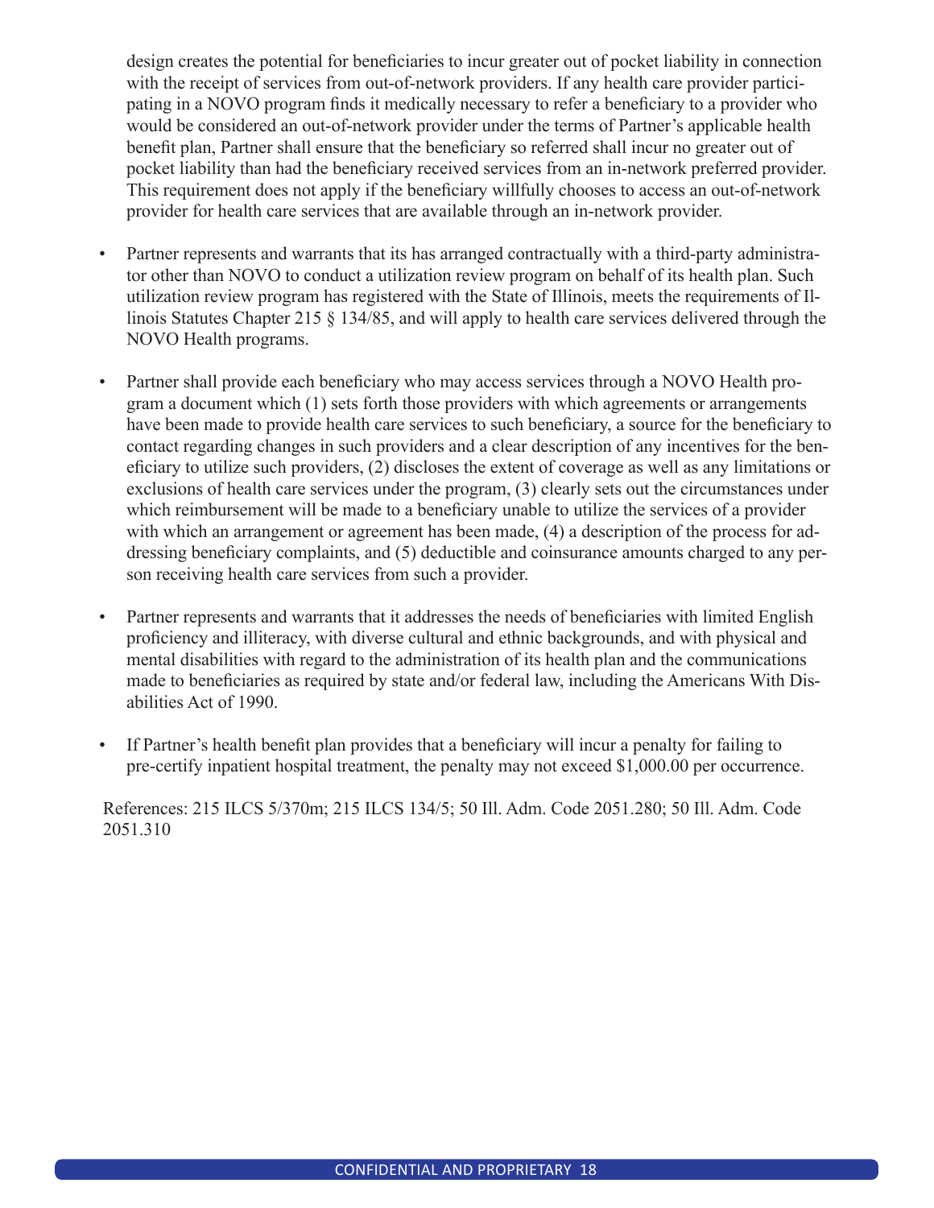design creates the potential for beneficiaries to incur greater out of pocket liability in connection with the receipt of services from out-of-network providers. If any health care provider participating in a NOVO program finds it medically necessary to refer a beneficiary to a provider who would be considered an out-of-network provider under the terms of Partner's applicable health benefit plan, Partner shall ensure that the beneficiary so referred shall incur no greater out of pocket liability than had the beneficiary received services from an in-network preferred provider. This requirement does not apply if the beneficiary willfully chooses to access an out-of-network provider for health care services that are available through an in-network provider.

- Partner represents and warrants that its has arranged contractually with a third-party administrator other than NOVO to conduct a utilization review program on behalf of its health plan. Such utilization review program has registered with the State of Illinois, meets the requirements of Illinois Statutes Chapter 215 § 134/85, and will apply to health care services delivered through the NOVO Health programs.

- Partner shall provide each beneficiary who may access services through a NOVO Health program a document which (1) sets forth those providers with which agreements or arrangements have been made to provide health care services to such beneficiary, a source for the beneficiary to contact regarding changes in such providers and a clear description of any incentives for the beneficiary to utilize such providers, (2) discloses the extent of coverage as well as any limitations or exclusions of health care services under the program, (3) clearly sets out the circumstances under which reimbursement will be made to a beneficiary unable to utilize the services of a provider with which an arrangement or agreement has been made, (4) a description of the process for addressing beneficiary complaints, and (5) deductible and coinsurance amounts charged to any person receiving health care services from such a provider.

- Partner represents and warrants that it addresses the needs of beneficiaries with limited English proficiency and illiteracy, with diverse cultural and ethnic backgrounds, and with physical and mental disabilities with regard to the administration of its health plan and the communications made to beneficiaries as required by state and/or federal law, including the Americans With Disabilities Act of 1990.

- If Partner's health benefit plan provides that a beneficiary will incur a penalty for failing to pre-certify inpatient hospital treatment, the penalty may not exceed $1,000.00 per occurrence.

References: 215 ILCS 5/370m; 215 ILCS 134/5; 50 Ill. Adm. Code 2051.280; 50 Ill. Adm. Code 2051.310